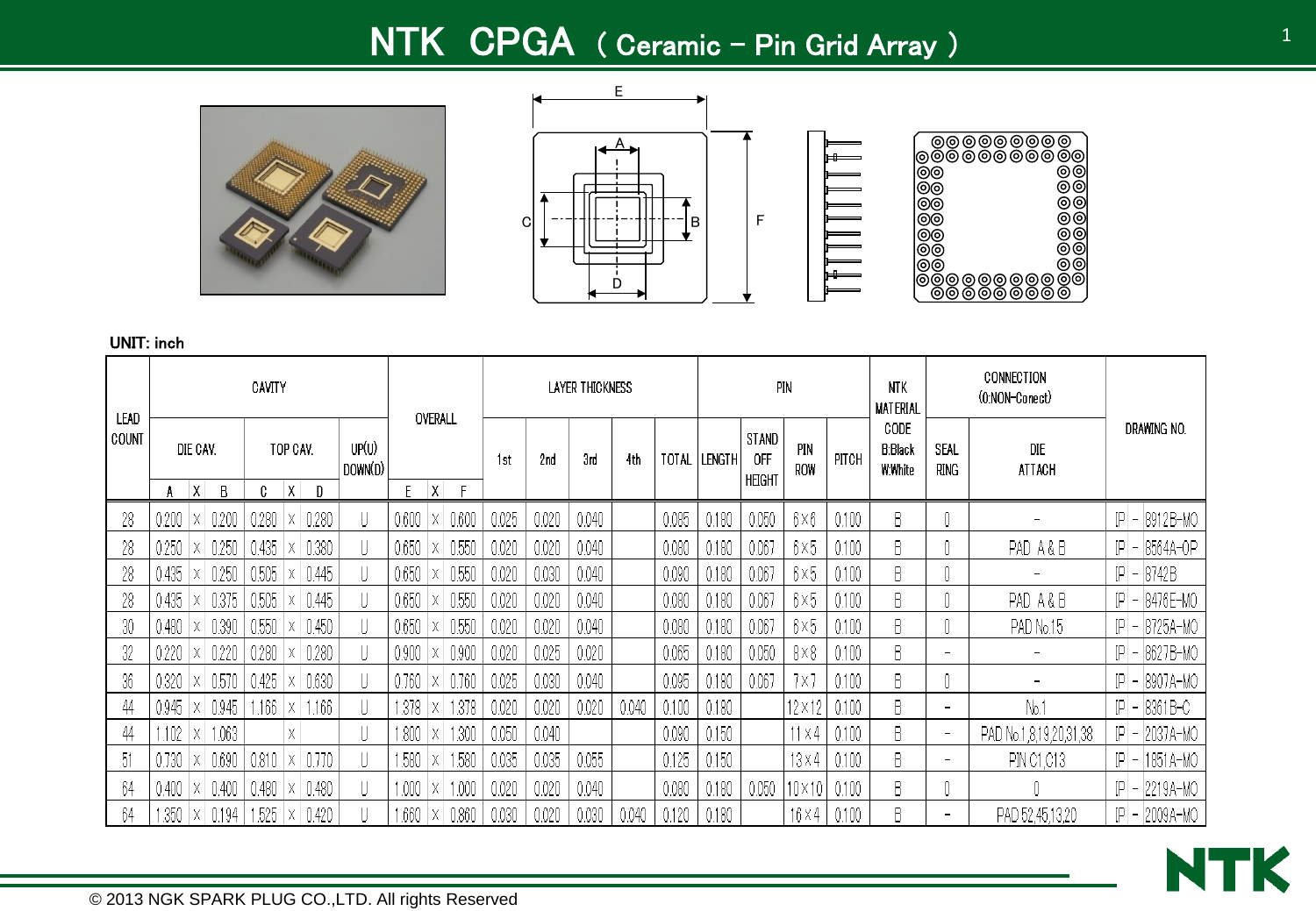# NTK CPGA ( Ceramic - Pin Grid Array )

UNIT: inch

| LEAD COUNT | CAVITY | | | | | | | OVERALL | | | LAYER THICKNESS | | | | | PIN | | | | NTK MATERIAL CODE B:Black W:White | CONNECTION (0:NON-Conect) | | DRAWING NO. |
|---|---|---|---|---|---|---|---|---|---|---|---|---|---|---|---|---|---|---|---|---|---|---|---|
| | DIE CAV. | | | TOP CAV. | | | UP(U) DOWN(D) | | | | 1st | 2nd | 3rd | 4th | TOTAL | LENGTH | STAND OFF HEIGHT | PIN ROW | PITCH | | SEAL RING | DIE ATTACH | |
| | A | X | B | C | X | D | | E | X | F | | | | | | | | | | | | | |
| 28 | 0.200 | X | 0.200 | 0.280 | X | 0.280 | U | 0.600 | X | 0.600 | 0.025 | 0.020 | 0.040 | | 0.085 | 0.180 | 0.050 | 6×6 | 0.100 | B | 0 | - | IP - 8912B-MO |
| 28 | 0.250 | X | 0.250 | 0.435 | X | 0.380 | U | 0.650 | X | 0.550 | 0.020 | 0.020 | 0.040 | | 0.080 | 0.180 | 0.067 | 6×5 | 0.100 | B | 0 | PAD A & B | IP - 8564A-OP |
| 28 | 0.435 | X | 0.250 | 0.505 | X | 0.445 | U | 0.650 | X | 0.550 | 0.020 | 0.030 | 0.040 | | 0.090 | 0.180 | 0.067 | 6×5 | 0.100 | B | 0 | - | IP - 8742B |
| 28 | 0.435 | X | 0.375 | 0.505 | X | 0.445 | U | 0.650 | X | 0.550 | 0.020 | 0.020 | 0.040 | | 0.080 | 0.180 | 0.067 | 6×5 | 0.100 | B | 0 | PAD A & B | IP - 8476E-MO |
| 30 | 0.480 | X | 0.390 | 0.550 | X | 0.450 | U | 0.650 | X | 0.550 | 0.020 | 0.020 | 0.040 | | 0.080 | 0.180 | 0.067 | 6×5 | 0.100 | B | 0 | PAD No.15 | IP - 8725A-MO |
| 32 | 0.220 | X | 0.220 | 0.280 | X | 0.280 | U | 0.900 | X | 0.900 | 0.020 | 0.025 | 0.020 | | 0.065 | 0.180 | 0.050 | 8×8 | 0.100 | B | - | - | IP - 8627B-MO |
| 36 | 0.320 | X | 0.570 | 0.425 | X | 0.630 | U | 0.760 | X | 0.760 | 0.025 | 0.030 | 0.040 | | 0.095 | 0.180 | 0.067 | 7×7 | 0.100 | B | 0 | - | IP - 8907A-MO |
| 44 | 0.945 | X | 0.945 | 1.166 | X | 1.166 | U | 1.378 | X | 1.378 | 0.020 | 0.020 | 0.020 | 0.040 | 0.100 | 0.180 | | 12×12 | 0.100 | B | - | No.1 | IP - 8361B-C |
| 44 | 1.102 | X | 1.063 | | X | | U | 1.800 | X | 1.300 | 0.050 | 0.040 | | | 0.090 | 0.150 | | 11×4 | 0.100 | B | - | PAD No.1,8,19,20,31,38 | IP - 2037A-MO |
| 51 | 0.730 | X | 0.690 | 0.810 | X | 0.770 | U | 1.580 | X | 1.580 | 0.035 | 0.035 | 0.055 | | 0.125 | 0.150 | | 13×4 | 0.100 | B | - | PIN C1,C13 | IP - 1851A-MO |
| 64 | 0.400 | X | 0.400 | 0.480 | X | 0.480 | U | 1.000 | X | 1.000 | 0.020 | 0.020 | 0.040 | | 0.080 | 0.180 | 0.050 | 10×10 | 0.100 | B | 0 | 0 | IP - 2219A-MO |
| 64 | 1.350 | X | 0.194 | 1.525 | X | 0.420 | U | 1.660 | X | 0.860 | 0.030 | 0.020 | 0.030 | 0.040 | 0.120 | 0.180 | | 16×4 | 0.100 | B | - | PAD 52,45,13,20 | IP - 2009A-MO |

© 2013 NGK SPARK PLUG CO.,LTD. All rights Reserved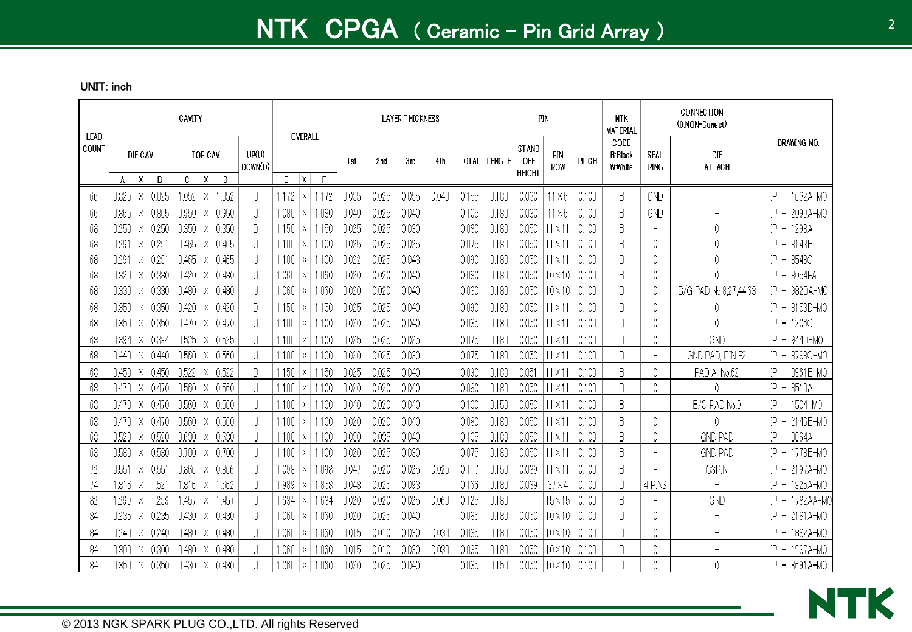# NTK CPGA ( Ceramic - Pin Grid Array )

**UNIT: inch**

| LEAD COUNT | CAVITY | | | OVERALL | LAYER THICKNESS | | | | | PIN | | | | NTK MATERIAL CODE B:Black W:White | CONNECTION (0:NON-Conect) | | DRAWING NO. |
|---|---|---|---|---|---|---|---|---|---|---|---|---|---|---|---|---|---|
| | DIE CAV. A X B | TOP CAV. C X D | UP(U) DOWN(D) | E X F | 1st | 2nd | 3rd | 4th | TOTAL | LENGTH | STAND OFF HEIGHT | PIN ROW | PITCH | | SEAL RING | DIE ATTACH | |
| 66 | 0.825 × 0.825 | 1.052 × 1.052 | U | 1.172 × 1.172 | 0.035 | 0.025 | 0.055 | 0.040 | 0.155 | 0.180 | 0.030 | 11×6 | 0.100 | B | GND | - | JP - 1632A-MO |
| 66 | 0.865 × 0.865 | 0.950 × 0.950 | U | 1.080 × 1.080 | 0.040 | 0.025 | 0.040 | | 0.105 | 0.180 | 0.030 | 11×6 | 0.100 | B | GND | - | JP - 2099A-MO |
| 68 | 0.250 × 0.250 | 0.350 × 0.350 | D | 1.150 × 1.150 | 0.025 | 0.025 | 0.030 | | 0.080 | 0.180 | 0.050 | 11×11 | 0.100 | B | - | 0 | JP - 1298A |
| 68 | 0.291 × 0.291 | 0.465 × 0.465 | U | 1.100 × 1.100 | 0.025 | 0.025 | 0.025 | | 0.075 | 0.180 | 0.050 | 11×11 | 0.100 | B | 0 | 0 | JP - 8143H |
| 68 | 0.291 × 0.291 | 0.465 × 0.465 | U | 1.100 × 1.100 | 0.022 | 0.025 | 0.043 | | 0.090 | 0.180 | 0.050 | 11×11 | 0.100 | B | 0 | 0 | JP - 8548C |
| 68 | 0.320 × 0.380 | 0.420 × 0.480 | U | 1.060 × 1.060 | 0.020 | 0.020 | 0.040 | | 0.080 | 0.180 | 0.050 | 10×10 | 0.100 | B | 0 | 0 | JP - 8054FA |
| 68 | 0.330 × 0.330 | 0.480 × 0.480 | U | 1.060 × 1.060 | 0.020 | 0.020 | 0.040 | | 0.080 | 0.180 | 0.050 | 10×10 | 0.100 | B | 0 | B/G PAD No.8,27,44,63 | JP - 982DA-MO |
| 68 | 0.350 × 0.350 | 0.420 × 0.420 | D | 1.150 × 1.150 | 0.025 | 0.025 | 0.040 | | 0.090 | 0.180 | 0.050 | 11×11 | 0.100 | B | 0 | 0 | JP - 8153D-MO |
| 68 | 0.350 × 0.350 | 0.470 × 0.470 | U | 1.100 × 1.100 | 0.020 | 0.025 | 0.040 | | 0.085 | 0.180 | 0.050 | 11×11 | 0.100 | B | 0 | 0 | JP - 1206C |
| 68 | 0.394 × 0.394 | 0.525 × 0.525 | U | 1.100 × 1.100 | 0.025 | 0.025 | 0.025 | | 0.075 | 0.180 | 0.050 | 11×11 | 0.100 | B | 0 | GND | JP - 944D-MO |
| 68 | 0.440 × 0.440 | 0.560 × 0.560 | U | 1.100 × 1.100 | 0.020 | 0.025 | 0.030 | | 0.075 | 0.180 | 0.050 | 11×11 | 0.100 | B | - | GND PAD, PIN F2 | JP - 8788C-MO |
| 68 | 0.450 × 0.450 | 0.522 × 0.522 | D | 1.150 × 1.150 | 0.025 | 0.025 | 0.040 | | 0.090 | 0.180 | 0.051 | 11×11 | 0.100 | B | 0 | PAD A, No.62 | JP - 8961B-MO |
| 68 | 0.470 × 0.470 | 0.560 × 0.560 | U | 1.100 × 1.100 | 0.020 | 0.020 | 0.040 | | 0.080 | 0.180 | 0.050 | 11×11 | 0.100 | B | 0 | 0 | JP - 8510A |
| 68 | 0.470 × 0.470 | 0.560 × 0.560 | U | 1.100 × 1.100 | 0.040 | 0.020 | 0.040 | | 0.100 | 0.150 | 0.050 | 11×11 | 0.100 | B | - | B/G PAD No.8 | JP - 1504-MO |
| 68 | 0.470 × 0.470 | 0.560 × 0.560 | U | 1.100 × 1.100 | 0.020 | 0.020 | 0.040 | | 0.080 | 0.180 | 0.050 | 11×11 | 0.100 | B | 0 | 0 | JP - 2146B-MO |
| 68 | 0.520 × 0.520 | 0.630 × 0.630 | U | 1.100 × 1.100 | 0.030 | 0.035 | 0.040 | | 0.105 | 0.180 | 0.050 | 11×11 | 0.100 | B | 0 | GND PAD | JP - 8664A |
| 68 | 0.580 × 0.580 | 0.700 × 0.700 | U | 1.100 × 1.100 | 0.020 | 0.025 | 0.030 | | 0.075 | 0.180 | 0.050 | 11×11 | 0.100 | B | - | GND PAD | JP - 1778B-MO |
| 72 | 0.551 × 0.551 | 0.866 × 0.866 | U | 1.098 × 1.098 | 0.047 | 0.020 | 0.025 | 0.025 | 0.117 | 0.150 | 0.039 | 11×11 | 0.100 | B | - | C3PIN | JP - 2197A-MO |
| 74 | 1.816 × 1.521 | 1.816 × 1.662 | U | 1.989 × 1.858 | 0.048 | 0.025 | 0.093 | | 0.166 | 0.180 | 0.039 | 37×4 | 0.100 | B | 4 PINS | - | JP - 1925A-MO |
| 82 | 1.299 × 1.299 | 1.457 × 1.457 | U | 1.634 × 1.634 | 0.020 | 0.020 | 0.025 | 0.060 | 0.125 | 0.180 | | 15×15 | 0.100 | B | - | GND | JP - 1782AA-MO |
| 84 | 0.235 × 0.235 | 0.430 × 0.430 | U | 1.060 × 1.060 | 0.020 | 0.025 | 0.040 | | 0.085 | 0.180 | 0.050 | 10×10 | 0.100 | B | 0 | - | JP - 2181A-MO |
| 84 | 0.240 × 0.240 | 0.480 × 0.480 | U | 1.060 × 1.060 | 0.015 | 0.010 | 0.030 | 0.030 | 0.085 | 0.180 | 0.050 | 10×10 | 0.100 | B | 0 | - | JP - 1882A-MO |
| 84 | 0.300 × 0.300 | 0.480 × 0.480 | U | 1.060 × 1.060 | 0.015 | 0.010 | 0.030 | 0.030 | 0.085 | 0.180 | 0.050 | 10×10 | 0.100 | B | 0 | - | JP - 1937A-MO |
| 84 | 0.350 × 0.350 | 0.430 × 0.430 | U | 1.060 × 1.060 | 0.020 | 0.025 | 0.040 | | 0.085 | 0.150 | 0.050 | 10×10 | 0.100 | B | 0 | 0 | JP - 8691A-MO |

© 2013 NGK SPARK PLUG CO.,LTD. All rights Reserved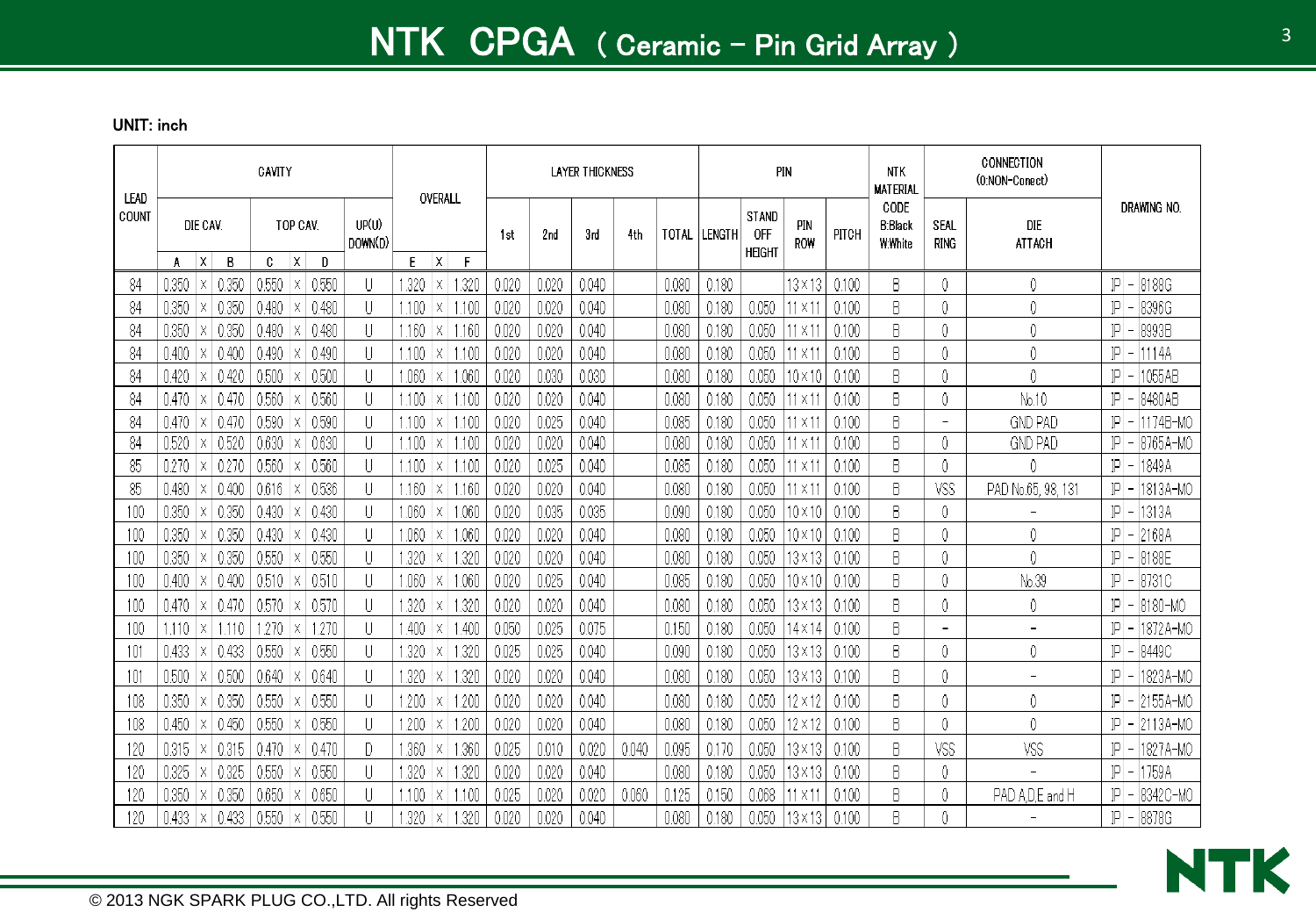# NTK CPGA ( Ceramic – Pin Grid Array )

UNIT: inch

| LEAD COUNT | CAVITY | | | | | | | | OVERALL | | | LAYER THICKNESS | | | | | PIN | | | | NTK MATERIAL CODE B:Black W:White | CONNECTION (0:NON-Conect) | | DRAWING NO. |
|---|---|---|---|---|---|---|---|---|---|---|---|---|---|---|---|---|---|---|---|---|---|---|---|---|
| | DIE CAV. | | | TOP CAV. | | | UP(U) DOWN(D) | | | | | 1st | 2nd | 3rd | 4th | TOTAL | LENGTH | STAND OFF HEIGHT | PIN ROW | PITCH | | SEAL RING | DIE ATTACH | |
| | A | X | B | C | X | D | | | E | X | F | | | | | | | | | | | | | |
| 84 | 0.350 | × | 0.350 | 0.550 | × | 0.550 | U | | 1.320 | × | 1.320 | 0.020 | 0.020 | 0.040 | | 0.080 | 0.180 | | 13×13 | 0.100 | B | 0 | 0 | JP – 8188G |
| 84 | 0.350 | × | 0.350 | 0.480 | × | 0.480 | U | | 1.100 | × | 1.100 | 0.020 | 0.020 | 0.040 | | 0.080 | 0.180 | 0.050 | 11×11 | 0.100 | B | 0 | 0 | JP – 8396G |
| 84 | 0.350 | × | 0.350 | 0.480 | × | 0.480 | U | | 1.160 | × | 1.160 | 0.020 | 0.020 | 0.040 | | 0.080 | 0.180 | 0.050 | 11×11 | 0.100 | B | 0 | 0 | JP – 8993B |
| 84 | 0.400 | × | 0.400 | 0.490 | × | 0.490 | U | | 1.100 | × | 1.100 | 0.020 | 0.020 | 0.040 | | 0.080 | 0.180 | 0.050 | 11×11 | 0.100 | B | 0 | 0 | JP – 1114A |
| 84 | 0.420 | × | 0.420 | 0.500 | × | 0.500 | U | | 1.060 | × | 1.060 | 0.020 | 0.030 | 0.030 | | 0.080 | 0.180 | 0.050 | 10×10 | 0.100 | B | 0 | 0 | JP – 1055AB |
| 84 | 0.470 | × | 0.470 | 0.560 | × | 0.560 | U | | 1.100 | × | 1.100 | 0.020 | 0.020 | 0.040 | | 0.080 | 0.180 | 0.050 | 11×11 | 0.100 | B | 0 | No.10 | JP – 8480AB |
| 84 | 0.470 | × | 0.470 | 0.590 | × | 0.590 | U | | 1.100 | × | 1.100 | 0.020 | 0.025 | 0.040 | | 0.085 | 0.180 | 0.050 | 11×11 | 0.100 | B | – | GND PAD | JP – 1174B-MO |
| 84 | 0.520 | × | 0.520 | 0.630 | × | 0.630 | U | | 1.100 | × | 1.100 | 0.020 | 0.020 | 0.040 | | 0.080 | 0.180 | 0.050 | 11×11 | 0.100 | B | 0 | GND PAD | JP – 8765A-MO |
| 85 | 0.270 | × | 0.270 | 0.560 | × | 0.560 | U | | 1.100 | × | 1.100 | 0.020 | 0.025 | 0.040 | | 0.085 | 0.180 | 0.050 | 11×11 | 0.100 | B | 0 | 0 | JP – 1849A |
| 85 | 0.480 | × | 0.400 | 0.616 | × | 0.536 | U | | 1.160 | × | 1.160 | 0.020 | 0.020 | 0.040 | | 0.080 | 0.180 | 0.050 | 11×11 | 0.100 | B | VSS | PAD No.65, 98, 131 | JP – 1813A-MO |
| 100 | 0.350 | × | 0.350 | 0.430 | × | 0.430 | U | | 1.060 | × | 1.060 | 0.020 | 0.035 | 0.035 | | 0.090 | 0.180 | 0.050 | 10×10 | 0.100 | B | 0 | – | JP – 1313A |
| 100 | 0.350 | × | 0.350 | 0.430 | × | 0.430 | U | | 1.060 | × | 1.060 | 0.020 | 0.020 | 0.040 | | 0.080 | 0.180 | 0.050 | 10×10 | 0.100 | B | 0 | 0 | JP – 2169A |
| 100 | 0.350 | × | 0.350 | 0.550 | × | 0.550 | U | | 1.320 | × | 1.320 | 0.020 | 0.020 | 0.040 | | 0.080 | 0.180 | 0.050 | 13×13 | 0.100 | B | 0 | 0 | JP – 8188E |
| 100 | 0.400 | × | 0.400 | 0.510 | × | 0.510 | U | | 1.060 | × | 1.060 | 0.020 | 0.025 | 0.040 | | 0.085 | 0.180 | 0.050 | 10×10 | 0.100 | B | 0 | No.39 | JP – 8731C |
| 100 | 0.470 | × | 0.470 | 0.570 | × | 0.570 | U | | 1.320 | × | 1.320 | 0.020 | 0.020 | 0.040 | | 0.080 | 0.180 | 0.050 | 13×13 | 0.100 | B | 0 | 0 | JP – 8180-MO |
| 100 | 1.110 | × | 1.110 | 1.270 | × | 1.270 | U | | 1.400 | × | 1.400 | 0.050 | 0.025 | 0.075 | | 0.150 | 0.180 | 0.050 | 14×14 | 0.100 | B | – | – | JP – 1872A-MO |
| 101 | 0.433 | × | 0.433 | 0.550 | × | 0.550 | U | | 1.320 | × | 1.320 | 0.025 | 0.025 | 0.040 | | 0.090 | 0.180 | 0.050 | 13×13 | 0.100 | B | 0 | 0 | JP – 8449C |
| 101 | 0.500 | × | 0.500 | 0.640 | × | 0.640 | U | | 1.320 | × | 1.320 | 0.020 | 0.020 | 0.040 | | 0.080 | 0.180 | 0.050 | 13×13 | 0.100 | B | 0 | – | JP – 1823A-MO |
| 108 | 0.350 | × | 0.350 | 0.550 | × | 0.550 | U | | 1.200 | × | 1.200 | 0.020 | 0.020 | 0.040 | | 0.080 | 0.180 | 0.050 | 12×12 | 0.100 | B | 0 | 0 | JP – 2155A-MO |
| 108 | 0.450 | × | 0.450 | 0.550 | × | 0.550 | U | | 1.200 | × | 1.200 | 0.020 | 0.020 | 0.040 | | 0.080 | 0.180 | 0.050 | 12×12 | 0.100 | B | 0 | 0 | JP – 2113A-MO |
| 120 | 0.315 | × | 0.315 | 0.470 | × | 0.470 | D | | 1.360 | × | 1.360 | 0.025 | 0.010 | 0.020 | 0.040 | 0.095 | 0.170 | 0.050 | 13×13 | 0.100 | B | VSS | VSS | JP – 1827A-MO |
| 120 | 0.325 | × | 0.325 | 0.550 | × | 0.550 | U | | 1.320 | × | 1.320 | 0.020 | 0.020 | 0.040 | | 0.080 | 0.180 | 0.050 | 13×13 | 0.100 | B | 0 | – | JP – 1759A |
| 120 | 0.350 | × | 0.350 | 0.650 | × | 0.650 | U | | 1.100 | × | 1.100 | 0.025 | 0.020 | 0.020 | 0.060 | 0.125 | 0.150 | 0.068 | 11×11 | 0.100 | B | 0 | PAD A,D,E and H | JP – 8342C-MO |
| 120 | 0.433 | × | 0.433 | 0.550 | × | 0.550 | U | | 1.320 | × | 1.320 | 0.020 | 0.020 | 0.040 | | 0.080 | 0.180 | 0.050 | 13×13 | 0.100 | B | 0 | – | JP – 8878G |

© 2013 NGK SPARK PLUG CO.,LTD. All rights Reserved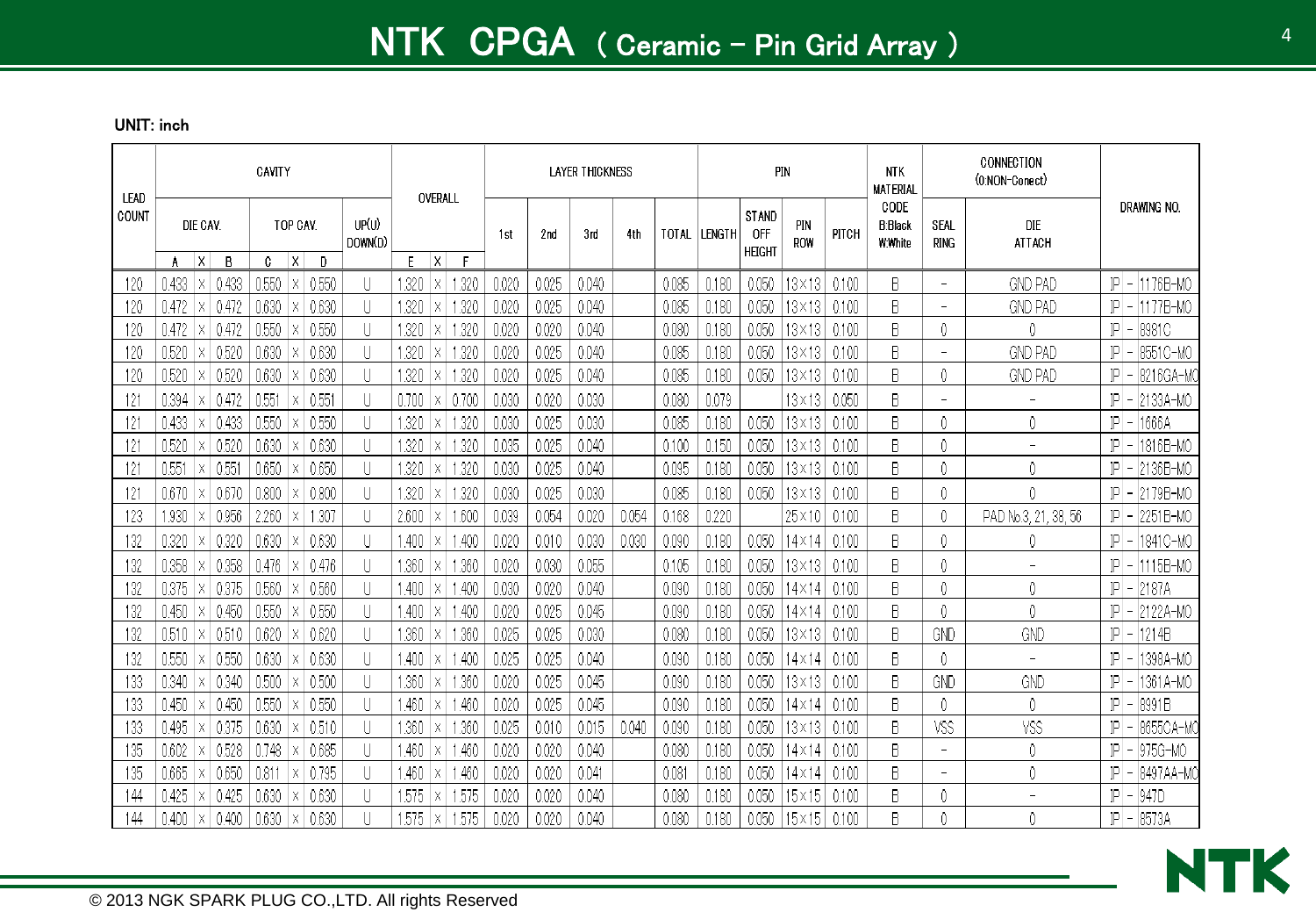# NTK CPGA ( Ceramic – Pin Grid Array )

**UNIT: inch**

| LEAD COUNT | CAVITY | | | | | | | | | OVERALL | | | LAYER THICKNESS | | | | | PIN | | | | NTK MATERIAL CODE B:Black W:White | CONNECTION (0:NON-Conect) | | DRAWING NO. |
|---|---|---|---|---|---|---|---|---|---|---|---|---|---|---|---|---|---|---|---|---|---|---|---|---|---|
| | DIE CAV. | | | TOP CAV. | | | UP(U) DOWN(D) | | | | | | 1st | 2nd | 3rd | 4th | TOTAL | LENGTH | STAND OFF HEIGHT | PIN ROW | PITCH | | SEAL RING | DIE ATTACH | |
| | A | X | B | C | X | D | | | | E | X | F | | | | | | | | | | | | | |
| 120 | 0.433 | X | 0.433 | 0.550 | X | 0.550 | U | | | 1.320 | X | 1.320 | 0.020 | 0.025 | 0.040 | | 0.085 | 0.180 | 0.050 | 13×13 | 0.100 | B | – | GND PAD | JP – 1176B-MO |
| 120 | 0.472 | X | 0.472 | 0.630 | X | 0.630 | U | | | 1.320 | X | 1.320 | 0.020 | 0.025 | 0.040 | | 0.085 | 0.180 | 0.050 | 13×13 | 0.100 | B | – | GND PAD | JP – 1177B-MO |
| 120 | 0.472 | X | 0.472 | 0.550 | X | 0.550 | U | | | 1.320 | X | 1.320 | 0.020 | 0.020 | 0.040 | | 0.080 | 0.180 | 0.050 | 13×13 | 0.100 | B | 0 | 0 | JP – 8981C |
| 120 | 0.520 | X | 0.520 | 0.630 | X | 0.630 | U | | | 1.320 | X | 1.320 | 0.020 | 0.025 | 0.040 | | 0.085 | 0.180 | 0.050 | 13×13 | 0.100 | B | – | GND PAD | JP – 8551C-MO |
| 120 | 0.520 | X | 0.520 | 0.630 | X | 0.630 | U | | | 1.320 | X | 1.320 | 0.020 | 0.025 | 0.040 | | 0.085 | 0.180 | 0.050 | 13×13 | 0.100 | B | 0 | GND PAD | JP – 8216GA-MO |
| 121 | 0.394 | X | 0.472 | 0.551 | X | 0.551 | U | | | 0.700 | X | 0.700 | 0.030 | 0.020 | 0.030 | | 0.080 | 0.079 | | 13×13 | 0.050 | B | – | – | JP – 2133A-MO |
| 121 | 0.433 | X | 0.433 | 0.550 | X | 0.550 | U | | | 1.320 | X | 1.320 | 0.030 | 0.025 | 0.030 | | 0.085 | 0.180 | 0.050 | 13×13 | 0.100 | B | 0 | 0 | JP – 1666A |
| 121 | 0.520 | X | 0.520 | 0.630 | X | 0.630 | U | | | 1.320 | X | 1.320 | 0.035 | 0.025 | 0.040 | | 0.100 | 0.150 | 0.050 | 13×13 | 0.100 | B | 0 | – | JP – 1816B-MO |
| 121 | 0.551 | X | 0.551 | 0.650 | X | 0.650 | U | | | 1.320 | X | 1.320 | 0.030 | 0.025 | 0.040 | | 0.095 | 0.180 | 0.050 | 13×13 | 0.100 | B | 0 | 0 | JP – 2136B-MO |
| 121 | 0.670 | X | 0.670 | 0.800 | X | 0.800 | U | | | 1.320 | X | 1.320 | 0.030 | 0.025 | 0.030 | | 0.085 | 0.180 | 0.050 | 13×13 | 0.100 | B | 0 | 0 | JP – 2179B-MO |
| 123 | 1.930 | X | 0.956 | 2.260 | X | 1.307 | U | | | 2.600 | X | 1.600 | 0.039 | 0.054 | 0.020 | 0.054 | 0.168 | 0.220 | | 25×10 | 0.100 | B | 0 | PAD No.3, 21, 38, 56 | JP – 2251B-MO |
| 132 | 0.320 | X | 0.320 | 0.630 | X | 0.630 | U | | | 1.400 | X | 1.400 | 0.020 | 0.010 | 0.030 | 0.030 | 0.090 | 0.180 | 0.050 | 14×14 | 0.100 | B | 0 | 0 | JP – 1841C-MO |
| 132 | 0.358 | X | 0.358 | 0.476 | X | 0.476 | U | | | 1.360 | X | 1.360 | 0.020 | 0.030 | 0.055 | | 0.105 | 0.180 | 0.050 | 13×13 | 0.100 | B | 0 | – | JP – 1115B-MO |
| 132 | 0.375 | X | 0.375 | 0.560 | X | 0.560 | U | | | 1.400 | X | 1.400 | 0.030 | 0.020 | 0.040 | | 0.090 | 0.180 | 0.050 | 14×14 | 0.100 | B | 0 | 0 | JP – 2187A |
| 132 | 0.450 | X | 0.450 | 0.550 | X | 0.550 | U | | | 1.400 | X | 1.400 | 0.020 | 0.025 | 0.045 | | 0.090 | 0.180 | 0.050 | 14×14 | 0.100 | B | 0 | 0 | JP – 2122A-MO |
| 132 | 0.510 | X | 0.510 | 0.620 | X | 0.620 | U | | | 1.360 | X | 1.360 | 0.025 | 0.025 | 0.030 | | 0.080 | 0.180 | 0.050 | 13×13 | 0.100 | B | GND | GND | JP – 1214B |
| 132 | 0.550 | X | 0.550 | 0.630 | X | 0.630 | U | | | 1.400 | X | 1.400 | 0.025 | 0.025 | 0.040 | | 0.090 | 0.180 | 0.050 | 14×14 | 0.100 | B | 0 | – | JP – 1398A-MO |
| 133 | 0.340 | X | 0.340 | 0.500 | X | 0.500 | U | | | 1.360 | X | 1.360 | 0.020 | 0.025 | 0.045 | | 0.090 | 0.180 | 0.050 | 13×13 | 0.100 | B | GND | GND | JP – 1361A-MO |
| 133 | 0.450 | X | 0.450 | 0.550 | X | 0.550 | U | | | 1.460 | X | 1.460 | 0.020 | 0.025 | 0.045 | | 0.090 | 0.180 | 0.050 | 14×14 | 0.100 | B | 0 | 0 | JP – 8991B |
| 133 | 0.495 | X | 0.375 | 0.630 | X | 0.510 | U | | | 1.360 | X | 1.360 | 0.025 | 0.010 | 0.015 | 0.040 | 0.090 | 0.180 | 0.050 | 13×13 | 0.100 | B | VSS | VSS | JP – 8655OA-MO |
| 135 | 0.602 | X | 0.528 | 0.748 | X | 0.685 | U | | | 1.460 | X | 1.460 | 0.020 | 0.020 | 0.040 | | 0.080 | 0.180 | 0.050 | 14×14 | 0.100 | B | – | 0 | JP – 975G-MO |
| 135 | 0.665 | X | 0.650 | 0.811 | X | 0.795 | U | | | 1.460 | X | 1.460 | 0.020 | 0.020 | 0.041 | | 0.081 | 0.180 | 0.050 | 14×14 | 0.100 | B | – | 0 | JP – 8497AA-MO |
| 144 | 0.425 | X | 0.425 | 0.630 | X | 0.630 | U | | | 1.575 | X | 1.575 | 0.020 | 0.020 | 0.040 | | 0.080 | 0.180 | 0.050 | 15×15 | 0.100 | B | 0 | – | JP – 947D |
| 144 | 0.400 | X | 0.400 | 0.630 | X | 0.630 | U | | | 1.575 | X | 1.575 | 0.020 | 0.020 | 0.040 | | 0.080 | 0.180 | 0.050 | 15×15 | 0.100 | B | 0 | 0 | JP – 8573A |

© 2013 NGK SPARK PLUG CO.,LTD. All rights Reserved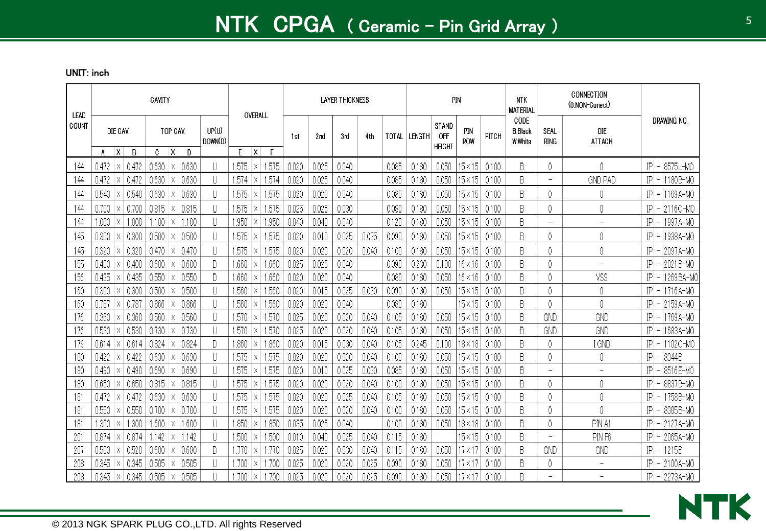# NTK CPGA ( Ceramic – Pin Grid Array )

UNIT: inch

| LEAD COUNT | CAVITY | | | | | | | OVERALL | | | LAYER THICKNESS | | | | | PIN | | | | NTK MATERIAL CODE B:Black W:White | CONNECTION (0:NON-Conect) | | DRAWING NO. |
|---|---|---|---|---|---|---|---|---|---|---|---|---|---|---|---|---|---|---|---|---|---|---|---|
| | DIE CAV. | | | TOP CAV. | | | UP(U) DOWN(D) | | | | 1st | 2nd | 3rd | 4th | TOTAL | LENGTH | STAND OFF HEIGHT | PIN ROW | PITCH | | SEAL RING | DIE ATTACH | |
| | A | X | B | C | X | D | | E | X | F | | | | | | | | | | | | | |
| 144 | 0.472 | × | 0.472 | 0.630 | × | 0.630 | U | 1.575 | × | 1.575 | 0.020 | 0.025 | 0.040 | | 0.085 | 0.180 | 0.050 | 15×15 | 0.100 | B | 0 | 0 | IP – 8575L-MO |
| 144 | 0.472 | × | 0.472 | 0.630 | × | 0.630 | U | 1.574 | × | 1.574 | 0.020 | 0.025 | 0.040 | | 0.085 | 0.180 | 0.050 | 15×15 | 0.100 | B | – | GND PAD | IP – 1180B-MO |
| 144 | 0.540 | × | 0.540 | 0.630 | × | 0.630 | U | 1.575 | × | 1.575 | 0.020 | 0.020 | 0.040 | | 0.080 | 0.180 | 0.050 | 15×15 | 0.100 | B | 0 | 0 | IP – 1169A-MO |
| 144 | 0.700 | × | 0.700 | 0.815 | × | 0.815 | U | 1.575 | × | 1.575 | 0.025 | 0.025 | 0.030 | | 0.080 | 0.180 | 0.050 | 15×15 | 0.100 | B | 0 | 0 | IP – 2116C-MO |
| 144 | 1.000 | × | 1.000 | 1.100 | × | 1.100 | U | 1.950 | × | 1.950 | 0.040 | 0.040 | 0.040 | | 0.120 | 0.180 | 0.050 | 15×15 | 0.100 | B | – | – | IP – 1997A-MO |
| 145 | 0.300 | × | 0.300 | 0.500 | × | 0.500 | U | 1.575 | × | 1.575 | 0.020 | 0.010 | 0.025 | 0.035 | 0.090 | 0.180 | 0.050 | 15×15 | 0.100 | B | 0 | 0 | IP – 1938A-MO |
| 145 | 0.320 | × | 0.320 | 0.470 | × | 0.470 | U | 1.575 | × | 1.575 | 0.020 | 0.020 | 0.020 | 0.040 | 0.100 | 0.180 | 0.050 | 15×15 | 0.100 | B | 0 | 0 | IP – 2097A-MO |
| 155 | 0.400 | × | 0.400 | 0.600 | × | 0.600 | D | 1.660 | × | 1.660 | 0.025 | 0.025 | 0.040 | | 0.090 | 0.230 | 0.100 | 16×16 | 0.100 | B | 0 | – | IP – 2021B-MO |
| 156 | 0.435 | × | 0.435 | 0.550 | × | 0.550 | D | 1.660 | × | 1.660 | 0.020 | 0.020 | 0.040 | | 0.080 | 0.180 | 0.050 | 16×16 | 0.100 | B | 0 | VSS | IP – 1269BA-MO |
| 160 | 0.300 | × | 0.300 | 0.500 | × | 0.500 | U | 1.560 | × | 1.560 | 0.020 | 0.015 | 0.025 | 0.030 | 0.090 | 0.180 | 0.050 | 15×15 | 0.100 | B | 0 | 0 | IP – 1716A-MO |
| 160 | 0.787 | × | 0.787 | 0.866 | × | 0.866 | U | 1.560 | × | 1.560 | 0.020 | 0.020 | 0.040 | | 0.080 | 0.180 | | 15×15 | 0.100 | B | 0 | 0 | IP – 2159A-MO |
| 176 | 0.360 | × | 0.360 | 0.560 | × | 0.560 | U | 1.570 | × | 1.570 | 0.025 | 0.020 | 0.020 | 0.040 | 0.105 | 0.180 | 0.050 | 15×15 | 0.100 | B | GND | GND | IP – 1769A-MO |
| 176 | 0.530 | × | 0.530 | 0.730 | × | 0.730 | U | 1.570 | × | 1.570 | 0.025 | 0.020 | 0.020 | 0.040 | 0.105 | 0.180 | 0.050 | 15×15 | 0.100 | B | GND | GND | IP – 1683A-MO |
| 179 | 0.614 | × | 0.614 | 0.824 | × | 0.824 | D | 1.860 | × | 1.860 | 0.020 | 0.015 | 0.030 | 0.040 | 0.105 | 0.245 | 0.100 | 18×18 | 0.100 | B | 0 | I GND | IP – 1102C-MO |
| 180 | 0.422 | × | 0.422 | 0.630 | × | 0.630 | U | 1.575 | × | 1.575 | 0.020 | 0.020 | 0.020 | 0.040 | 0.100 | 0.180 | 0.050 | 15×15 | 0.100 | B | 0 | 0 | IP – 8344B |
| 180 | 0.490 | × | 0.490 | 0.690 | × | 0.690 | U | 1.575 | × | 1.575 | 0.020 | 0.010 | 0.025 | 0.030 | 0.085 | 0.180 | 0.050 | 15×15 | 0.100 | B | – | – | IP – 8516E-MO |
| 180 | 0.650 | × | 0.650 | 0.815 | × | 0.815 | U | 1.575 | × | 1.575 | 0.020 | 0.020 | 0.020 | 0.040 | 0.100 | 0.180 | 0.050 | 15×15 | 0.100 | B | 0 | 0 | IP – 8837B-MO |
| 181 | 0.472 | × | 0.472 | 0.630 | × | 0.630 | U | 1.575 | × | 1.575 | 0.020 | 0.020 | 0.025 | 0.040 | 0.105 | 0.180 | 0.050 | 15×15 | 0.100 | B | 0 | 0 | IP – 1758B-MO |
| 181 | 0.550 | × | 0.550 | 0.700 | × | 0.700 | U | 1.575 | × | 1.575 | 0.020 | 0.020 | 0.020 | 0.040 | 0.100 | 0.180 | 0.050 | 15×15 | 0.100 | B | 0 | 0 | IP – 8385B-MO |
| 181 | 1.300 | × | 1.300 | 1.600 | × | 1.600 | U | 1.850 | × | 1.850 | 0.035 | 0.025 | 0.040 | | 0.100 | 0.180 | 0.050 | 18×18 | 0.100 | B | 0 | PIN A1 | IP – 2127A-MO |
| 201 | 0.874 | × | 0.874 | 1.142 | × | 1.142 | U | 1.500 | × | 1.500 | 0.010 | 0.040 | 0.025 | 0.040 | 0.115 | 0.180 | | 15×15 | 0.100 | B | – | PIN F6 | IP – 2085A-MO |
| 207 | 0.500 | × | 0.520 | 0.680 | × | 0.680 | D | 1.770 | × | 1.770 | 0.025 | 0.020 | 0.030 | 0.040 | 0.115 | 0.180 | 0.050 | 17×17 | 0.100 | B | GND | GND | IP – 1215B |
| 208 | 0.345 | × | 0.345 | 0.505 | × | 0.505 | U | 1.700 | × | 1.700 | 0.025 | 0.020 | 0.020 | 0.025 | 0.090 | 0.180 | 0.050 | 17×17 | 0.100 | B | 0 | – | IP – 2100A-MO |
| 208 | 0.345 | × | 0.345 | 0.505 | × | 0.505 | U | 1.700 | × | 1.700 | 0.025 | 0.020 | 0.020 | 0.025 | 0.090 | 0.180 | 0.050 | 17×17 | 0.100 | B | – | – | IP – 2273A-MO |

© 2013 NGK SPARK PLUG CO.,LTD. All rights Reserved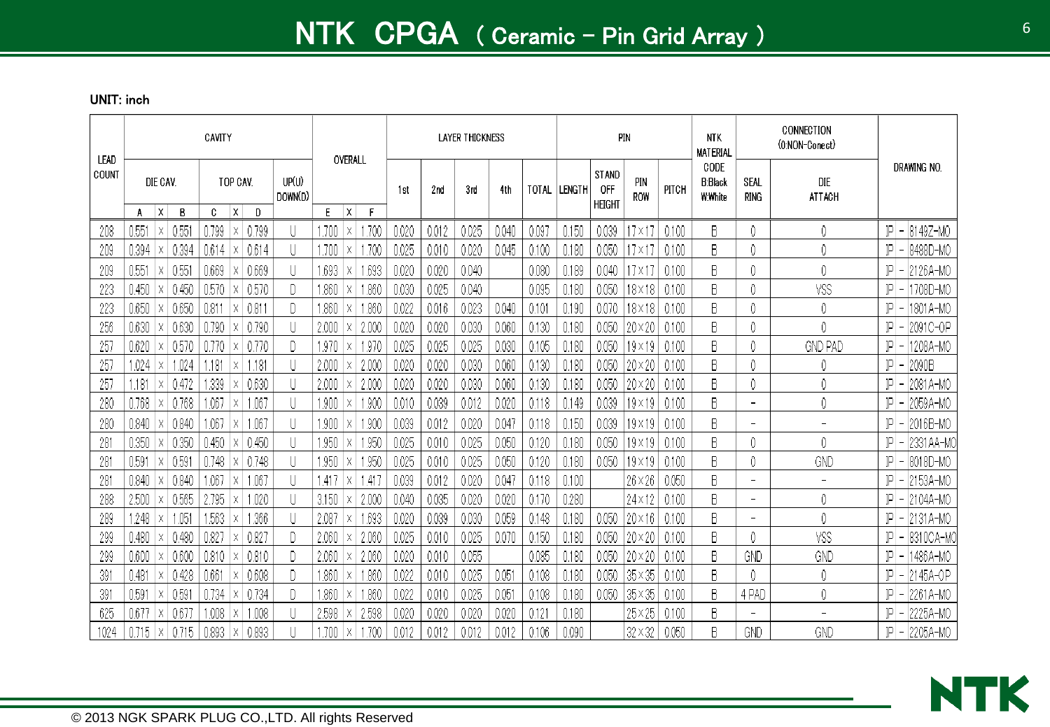# NTK CPGA ( Ceramic - Pin Grid Array )

UNIT: inch

| LEAD COUNT | CAVITY | | | | | | | OVERALL | | | LAYER THICKNESS | | | | | PIN | | | | NTK MATERIAL CODE B:Black W:White | CONNECTION (0:NON-Conect) | | DRAWING NO. |
|---|---|---|---|---|---|---|---|---|---|---|---|---|---|---|---|---|---|---|---|---|---|---|---|
| | DIE CAV. | | | TOP CAV. | | | UP(U) DOWN(D) | | | | 1st | 2nd | 3rd | 4th | TOTAL | LENGTH | STAND OFF HEIGHT | PIN ROW | PITCH | | SEAL RING | DIE ATTACH | |
| | A | X | B | C | X | D | | E | X | F | | | | | | | | | | | | | |
| 208 | 0.551 | × | 0.551 | 0.799 | × | 0.799 | U | 1.700 | × | 1.700 | 0.020 | 0.012 | 0.025 | 0.040 | 0.097 | 0.150 | 0.039 | 17×17 | 0.100 | B | 0 | 0 | JP - 8149Z-MO |
| 209 | 0.394 | × | 0.394 | 0.614 | × | 0.614 | U | 1.700 | × | 1.700 | 0.025 | 0.010 | 0.020 | 0.045 | 0.100 | 0.180 | 0.050 | 17×17 | 0.100 | B | 0 | 0 | JP - 8488D-MO |
| 209 | 0.551 | × | 0.551 | 0.669 | × | 0.669 | U | 1.693 | × | 1.693 | 0.020 | 0.020 | 0.040 | | 0.080 | 0.189 | 0.040 | 17×17 | 0.100 | B | 0 | 0 | JP - 2126A-MO |
| 223 | 0.450 | × | 0.450 | 0.570 | × | 0.570 | D | 1.860 | × | 1.860 | 0.030 | 0.025 | 0.040 | | 0.095 | 0.180 | 0.050 | 18×18 | 0.100 | B | 0 | VSS | JP - 1708D-MO |
| 223 | 0.650 | × | 0.650 | 0.811 | × | 0.811 | D | 1.860 | × | 1.860 | 0.022 | 0.016 | 0.023 | 0.040 | 0.101 | 0.190 | 0.070 | 18×18 | 0.100 | B | 0 | 0 | JP - 1801A-MO |
| 256 | 0.630 | × | 0.630 | 0.790 | × | 0.790 | U | 2.000 | × | 2.000 | 0.020 | 0.020 | 0.030 | 0.060 | 0.130 | 0.180 | 0.050 | 20×20 | 0.100 | B | 0 | 0 | JP - 2091C-OP |
| 257 | 0.620 | × | 0.570 | 0.770 | × | 0.770 | D | 1.970 | × | 1.970 | 0.025 | 0.025 | 0.025 | 0.030 | 0.105 | 0.180 | 0.050 | 19×19 | 0.100 | B | 0 | GND PAD | JP - 1208A-MO |
| 257 | 1.024 | × | 1.024 | 1.181 | × | 1.181 | U | 2.000 | × | 2.000 | 0.020 | 0.020 | 0.030 | 0.060 | 0.130 | 0.180 | 0.050 | 20×20 | 0.100 | B | 0 | 0 | JP - 2090B |
| 257 | 1.181 | × | 0.472 | 1.339 | × | 0.630 | U | 2.000 | × | 2.000 | 0.020 | 0.020 | 0.030 | 0.060 | 0.130 | 0.180 | 0.050 | 20×20 | 0.100 | B | 0 | 0 | JP - 2081A-MO |
| 280 | 0.768 | × | 0.768 | 1.067 | × | 1.067 | U | 1.900 | × | 1.900 | 0.010 | 0.039 | 0.012 | 0.020 | 0.118 | 0.149 | 0.039 | 19×19 | 0.100 | B | - | 0 | JP - 2059A-MO |
| 280 | 0.840 | × | 0.840 | 1.067 | × | 1.067 | U | 1.900 | × | 1.900 | 0.039 | 0.012 | 0.020 | 0.047 | 0.118 | 0.150 | 0.039 | 19×19 | 0.100 | B | - | - | JP - 2016B-MO |
| 281 | 0.350 | × | 0.350 | 0.450 | × | 0.450 | U | 1.950 | × | 1.950 | 0.025 | 0.010 | 0.025 | 0.050 | 0.120 | 0.180 | 0.050 | 19×19 | 0.100 | B | 0 | 0 | JP - 2331AA-MO |
| 281 | 0.591 | × | 0.591 | 0.748 | × | 0.748 | U | 1.950 | × | 1.950 | 0.025 | 0.010 | 0.025 | 0.050 | 0.120 | 0.180 | 0.050 | 19×19 | 0.100 | B | 0 | GND | JP - 8018D-MO |
| 281 | 0.840 | × | 0.840 | 1.067 | × | 1.067 | U | 1.417 | × | 1.417 | 0.039 | 0.012 | 0.020 | 0.047 | 0.118 | 0.100 | | 26×26 | 0.050 | B | - | - | JP - 2153A-MO |
| 288 | 2.500 | × | 0.565 | 2.795 | × | 1.020 | U | 3.150 | × | 2.000 | 0.040 | 0.035 | 0.020 | 0.020 | 0.170 | 0.280 | | 24×12 | 0.100 | B | - | 0 | JP - 2104A-MO |
| 289 | 1.248 | × | 1.051 | 1.563 | × | 1.366 | U | 2.087 | × | 1.693 | 0.020 | 0.039 | 0.030 | 0.059 | 0.148 | 0.180 | 0.050 | 20×16 | 0.100 | B | - | 0 | JP - 2131A-MO |
| 299 | 0.480 | × | 0.480 | 0.827 | × | 0.827 | D | 2.060 | × | 2.060 | 0.025 | 0.010 | 0.025 | 0.070 | 0.150 | 0.180 | 0.050 | 20×20 | 0.100 | B | 0 | VSS | JP - 8310CA-MO |
| 299 | 0.600 | × | 0.600 | 0.810 | × | 0.810 | D | 2.060 | × | 2.060 | 0.020 | 0.010 | 0.055 | | 0.085 | 0.180 | 0.050 | 20×20 | 0.100 | B | GND | GND | JP - 1486A-MO |
| 391 | 0.481 | × | 0.428 | 0.661 | × | 0.608 | D | 1.860 | × | 1.860 | 0.022 | 0.010 | 0.025 | 0.051 | 0.108 | 0.180 | 0.050 | 35×35 | 0.100 | B | 0 | 0 | JP - 2145A-OP |
| 391 | 0.591 | × | 0.591 | 0.734 | × | 0.734 | D | 1.860 | × | 1.860 | 0.022 | 0.010 | 0.025 | 0.051 | 0.108 | 0.180 | 0.050 | 35×35 | 0.100 | B | 4 PAD | 0 | JP - 2261A-MO |
| 625 | 0.677 | × | 0.677 | 1.008 | × | 1.008 | U | 2.598 | × | 2.598 | 0.020 | 0.020 | 0.020 | 0.020 | 0.121 | 0.180 | | 25×25 | 0.100 | B | - | - | JP - 2225A-MO |
| 1024 | 0.715 | × | 0.715 | 0.893 | × | 0.893 | U | 1.700 | × | 1.700 | 0.012 | 0.012 | 0.012 | 0.012 | 0.106 | 0.090 | | 32×32 | 0.050 | B | GND | GND | JP - 2205A-MO |

© 2013 NGK SPARK PLUG CO.,LTD. All rights Reserved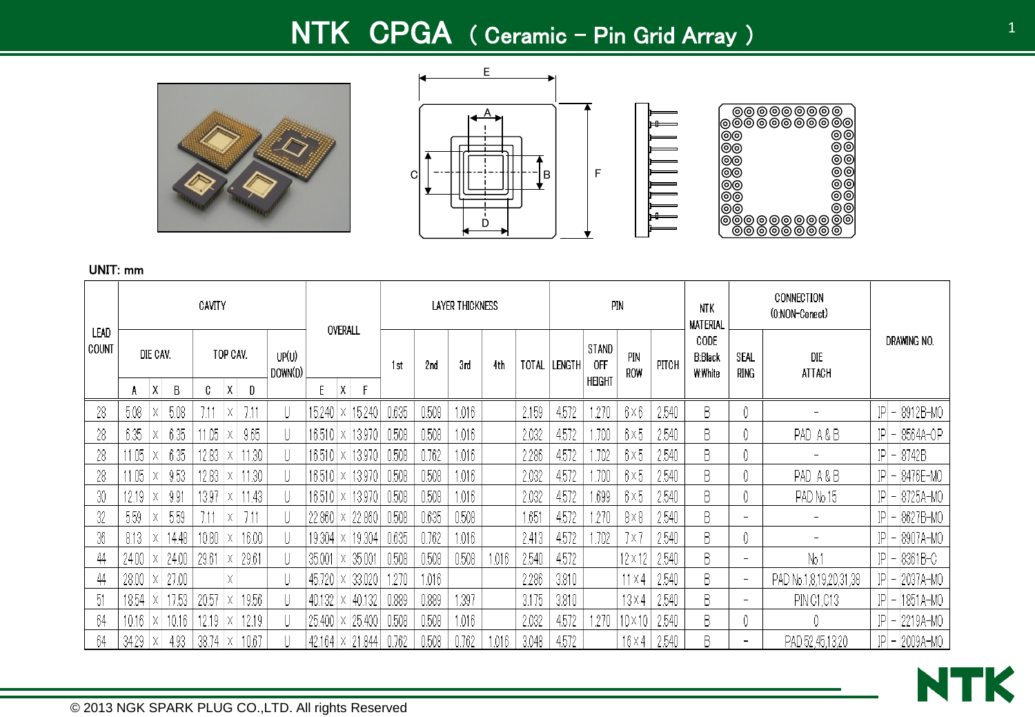# NTK CPGA ( Ceramic - Pin Grid Array )

UNIT: mm

| LEAD COUNT | CAVITY | | | | | | | OVERALL | | | LAYER THICKNESS | | | | | PIN | | | | NTK MATERIAL CODE B:Black W:White | CONNECTION (0:NON-Conect) | | DRAWING NO. |
|---|---|---|---|---|---|---|---|---|---|---|---|---|---|---|---|---|---|---|---|---|---|---|---|
| | DIE CAV. | | | TOP CAV. | | | UP(U) DOWN(D) | | | | 1st | 2nd | 3rd | 4th | TOTAL | LENGTH | STAND OFF HEIGHT | PIN ROW | PITCH | | SEAL RING | DIE ATTACH | |
| | A | X | B | C | X | D | | E | X | F | | | | | | | | | | | | | |
| 28 | 5.08 | X | 5.08 | 7.11 | X | 7.11 | U | 15.240 | X | 15.240 | 0.635 | 0.508 | 1.016 | | 2.159 | 4.572 | 1.270 | 6×6 | 2.540 | B | 0 | - | JP - 8912B-MO |
| 28 | 6.35 | X | 6.35 | 11.05 | X | 9.65 | U | 18.510 | X | 13.970 | 0.508 | 0.508 | 1.016 | | 2.032 | 4.572 | 1.700 | 6×5 | 2.540 | B | 0 | PAD A & B | JP - 8564A-OP |
| 28 | 11.05 | X | 6.35 | 12.83 | X | 11.30 | U | 18.510 | X | 13.970 | 0.508 | 0.762 | 1.016 | | 2.286 | 4.572 | 1.702 | 6×5 | 2.540 | B | 0 | - | JP - 8742B |
| 28 | 11.05 | X | 9.53 | 12.83 | X | 11.30 | U | 18.510 | X | 13.970 | 0.508 | 0.508 | 1.016 | | 2.032 | 4.572 | 1.700 | 6×5 | 2.540 | B | 0 | PAD A & B | JP - 8476E-MO |
| 30 | 12.19 | X | 9.91 | 13.97 | X | 11.43 | U | 18.510 | X | 13.970 | 0.508 | 0.508 | 1.016 | | 2.032 | 4.572 | 1.699 | 6×5 | 2.540 | B | 0 | PAD No.15 | JP - 8725A-MO |
| 32 | 5.59 | X | 5.59 | 7.11 | X | 7.11 | U | 22.860 | X | 22.860 | 0.508 | 0.635 | 0.508 | | 1.651 | 4.572 | 1.270 | 8×8 | 2.540 | B | - | - | JP - 8627B-MO |
| 36 | 8.13 | X | 14.48 | 10.80 | X | 16.00 | U | 19.304 | X | 19.304 | 0.635 | 0.762 | 1.016 | | 2.413 | 4.572 | 1.702 | 7×7 | 2.540 | B | 0 | - | JP - 8907A-MO |
| 44 | 24.00 | X | 24.00 | 29.61 | X | 29.61 | U | 35.001 | X | 35.001 | 0.508 | 0.508 | 0.508 | 1.016 | 2.540 | 4.572 | | 12×12 | 2.540 | B | - | No.1 | JP - 8361B-C |
| 44 | 28.00 | X | 27.00 | | X | | U | 45.720 | X | 33.020 | 1.270 | 1.016 | | | 2.286 | 3.810 | | 11×4 | 2.540 | B | - | PAD No.1,8,19,20,31,38 | JP - 2037A-MO |
| 51 | 18.54 | X | 17.53 | 20.57 | X | 19.56 | U | 40.132 | X | 40.132 | 0.889 | 0.889 | 1.397 | | 3.175 | 3.810 | | 13×4 | 2.540 | B | - | PIN C1,C13 | JP - 1851A-MO |
| 64 | 10.16 | X | 10.16 | 12.19 | X | 12.19 | U | 25.400 | X | 25.400 | 0.508 | 0.508 | 1.016 | | 2.032 | 4.572 | 1.270 | 10×10 | 2.540 | B | 0 | 0 | JP - 2219A-MO |
| 64 | 34.29 | X | 4.93 | 38.74 | X | 10.67 | U | 42.164 | X | 21.844 | 0.762 | 0.508 | 0.762 | 1.016 | 3.048 | 4.572 | | 16×4 | 2.540 | B | - | PAD 52,45,13,20 | JP - 2009A-MO |

© 2013 NGK SPARK PLUG CO.,LTD. All rights Reserved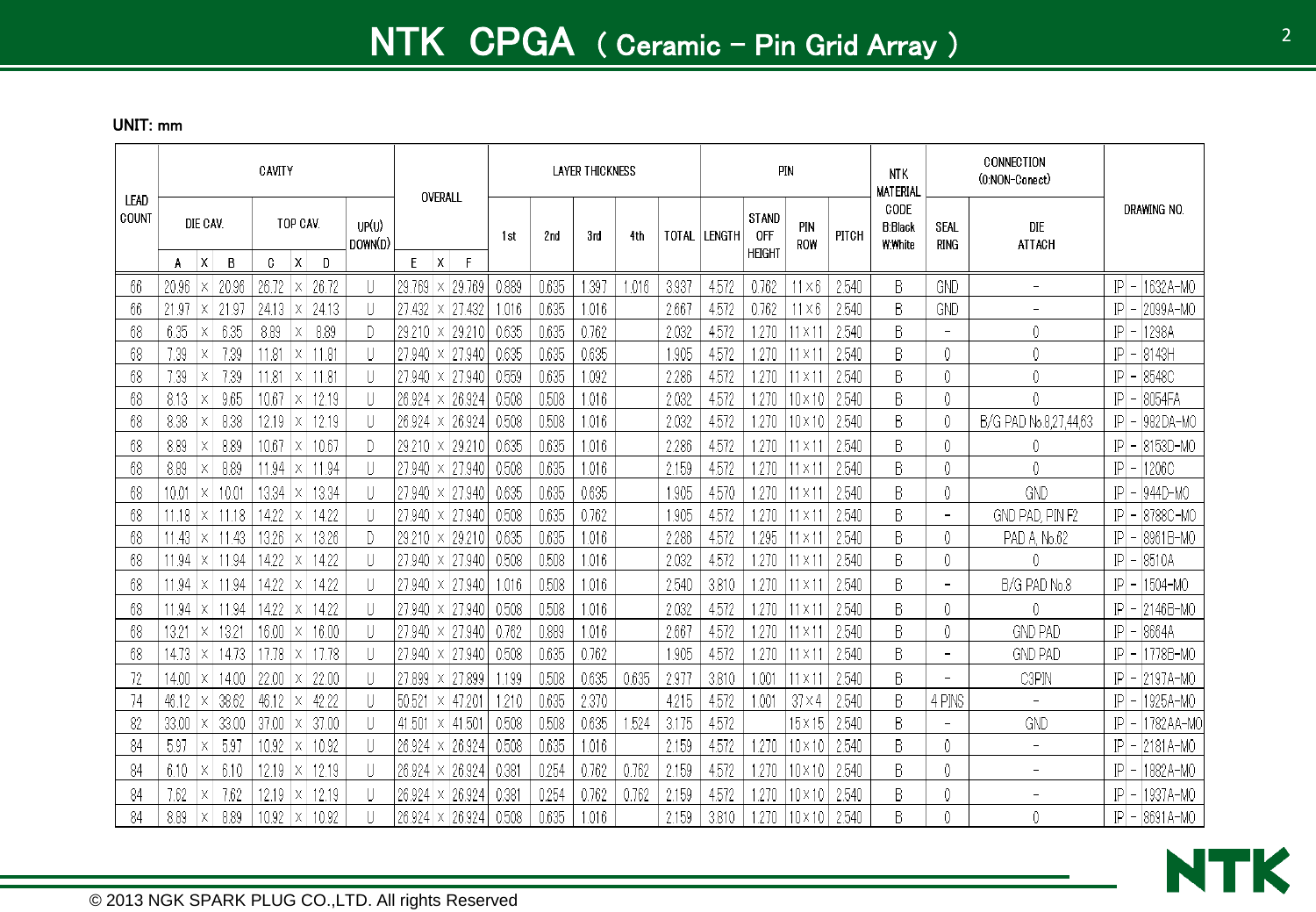# NTK CPGA ( Ceramic - Pin Grid Array )

UNIT: mm

| LEAD COUNT | CAVITY | | | OVERALL | LAYER THICKNESS | | | | | PIN | | | | NTK MATERIAL CODE B:Black W:White | CONNECTION (0:NON-Conect) | | DRAWING NO. |
|---|---|---|---|---|---|---|---|---|---|---|---|---|---|---|---|---|---|
| | DIE CAV. A X B | TOP CAV. C X D | UP(U) DOWN(D) | E X F | 1st | 2nd | 3rd | 4th | TOTAL | LENGTH | STAND OFF HEIGHT | PIN ROW | PITCH | | SEAL RING | DIE ATTACH | |
| 66 | 20.96 × 20.96 | 26.72 × 26.72 | U | 29.769 × 29.769 | 0.889 | 0.635 | 1.397 | 1.016 | 3.937 | 4.572 | 0.762 | 11×6 | 2.540 | B | GND | - | IP - 1632A-MO |
| 66 | 21.97 × 21.97 | 24.13 × 24.13 | U | 27.432 × 27.432 | 1.016 | 0.635 | 1.016 | | 2.667 | 4.572 | 0.762 | 11×6 | 2.540 | B | GND | - | IP - 2099A-MO |
| 68 | 6.35 × 6.35 | 8.89 × 8.89 | D | 29.210 × 29.210 | 0.635 | 0.635 | 0.762 | | 2.032 | 4.572 | 1.270 | 11×11 | 2.540 | B | - | 0 | IP - 1298A |
| 68 | 7.39 × 7.39 | 11.81 × 11.81 | U | 27.940 × 27.940 | 0.635 | 0.635 | 0.635 | | 1.905 | 4.572 | 1.270 | 11×11 | 2.540 | B | 0 | 0 | IP - 8143H |
| 68 | 7.39 × 7.39 | 11.81 × 11.81 | U | 27.940 × 27.940 | 0.559 | 0.635 | 1.092 | | 2.286 | 4.572 | 1.270 | 11×11 | 2.540 | B | 0 | 0 | IP - 8548C |
| 68 | 8.13 × 9.65 | 10.67 × 12.19 | U | 26.924 × 26.924 | 0.508 | 0.508 | 1.016 | | 2.032 | 4.572 | 1.270 | 10×10 | 2.540 | B | 0 | 0 | IP - 8054FA |
| 68 | 8.38 × 8.38 | 12.19 × 12.19 | U | 26.924 × 26.924 | 0.508 | 0.508 | 1.016 | | 2.032 | 4.572 | 1.270 | 10×10 | 2.540 | B | 0 | B/G PAD No.8,27,44,63 | IP - 982DA-MO |
| 68 | 8.89 × 8.89 | 10.67 × 10.67 | D | 29.210 × 29.210 | 0.635 | 0.635 | 1.016 | | 2.286 | 4.572 | 1.270 | 11×11 | 2.540 | B | 0 | 0 | IP - 8153D-MO |
| 68 | 8.89 × 8.89 | 11.94 × 11.94 | U | 27.940 × 27.940 | 0.508 | 0.635 | 1.016 | | 2.159 | 4.572 | 1.270 | 11×11 | 2.540 | B | 0 | 0 | IP - 1206C |
| 68 | 10.01 × 10.01 | 13.34 × 13.34 | U | 27.940 × 27.940 | 0.635 | 0.635 | 0.635 | | 1.905 | 4.570 | 1.270 | 11×11 | 2.540 | B | 0 | GND | IP - 944D-MO |
| 68 | 11.18 × 11.18 | 14.22 × 14.22 | U | 27.940 × 27.940 | 0.508 | 0.635 | 0.762 | | 1.905 | 4.572 | 1.270 | 11×11 | 2.540 | B | - | GND PAD, PIN F2 | IP - 8788C-MO |
| 68 | 11.43 × 11.43 | 13.26 × 13.26 | D | 29.210 × 29.210 | 0.635 | 0.635 | 1.016 | | 2.286 | 4.572 | 1.295 | 11×11 | 2.540 | B | 0 | PAD A, No.62 | IP - 8961B-MO |
| 68 | 11.94 × 11.94 | 14.22 × 14.22 | U | 27.940 × 27.940 | 0.508 | 0.508 | 1.016 | | 2.032 | 4.572 | 1.270 | 11×11 | 2.540 | B | 0 | 0 | IP - 8510A |
| 68 | 11.94 × 11.94 | 14.22 × 14.22 | U | 27.940 × 27.940 | 1.016 | 0.508 | 1.016 | | 2.540 | 3.810 | 1.270 | 11×11 | 2.540 | B | - | B/G PAD No.8 | IP - 1504-MO |
| 68 | 11.94 × 11.94 | 14.22 × 14.22 | U | 27.940 × 27.940 | 0.508 | 0.508 | 1.016 | | 2.032 | 4.572 | 1.270 | 11×11 | 2.540 | B | 0 | 0 | IP - 2146B-MO |
| 68 | 13.21 × 13.21 | 16.00 × 16.00 | U | 27.940 × 27.940 | 0.762 | 0.889 | 1.016 | | 2.667 | 4.572 | 1.270 | 11×11 | 2.540 | B | 0 | GND PAD | IP - 8684A |
| 68 | 14.73 × 14.73 | 17.78 × 17.78 | U | 27.940 × 27.940 | 0.508 | 0.635 | 0.762 | | 1.905 | 4.572 | 1.270 | 11×11 | 2.540 | B | - | GND PAD | IP - 1778B-MO |
| 72 | 14.00 × 14.00 | 22.00 × 22.00 | U | 27.899 × 27.899 | 1.199 | 0.508 | 0.635 | 0.635 | 2.977 | 3.810 | 1.001 | 11×11 | 2.540 | B | - | C3PIN | IP - 2197A-MO |
| 74 | 46.12 × 38.62 | 46.12 × 42.22 | U | 50.521 × 47.201 | 1.210 | 0.635 | 2.370 | | 4.215 | 4.572 | 1.001 | 37×4 | 2.540 | B | 4 PINS | - | IP - 1925A-MO |
| 82 | 33.00 × 33.00 | 37.00 × 37.00 | U | 41.501 × 41.501 | 0.508 | 0.508 | 0.635 | 1.524 | 3.175 | 4.572 | | 15×15 | 2.540 | B | - | GND | IP - 1782AA-MO |
| 84 | 5.97 × 5.97 | 10.92 × 10.92 | U | 26.924 × 26.924 | 0.508 | 0.635 | 1.016 | | 2.159 | 4.572 | 1.270 | 10×10 | 2.540 | B | 0 | - | IP - 2181A-MO |
| 84 | 6.10 × 6.10 | 12.19 × 12.19 | U | 26.924 × 26.924 | 0.381 | 0.254 | 0.762 | 0.762 | 2.159 | 4.572 | 1.270 | 10×10 | 2.540 | B | 0 | - | IP - 1882A-MO |
| 84 | 7.62 × 7.62 | 12.19 × 12.19 | U | 26.924 × 26.924 | 0.381 | 0.254 | 0.762 | 0.762 | 2.159 | 4.572 | 1.270 | 10×10 | 2.540 | B | 0 | - | IP - 1937A-MO |
| 84 | 8.89 × 8.89 | 10.92 × 10.92 | U | 26.924 × 26.924 | 0.508 | 0.635 | 1.016 | | 2.159 | 3.810 | 1.270 | 10×10 | 2.540 | B | 0 | 0 | IP - 8691A-MO |

© 2013 NGK SPARK PLUG CO.,LTD. All rights Reserved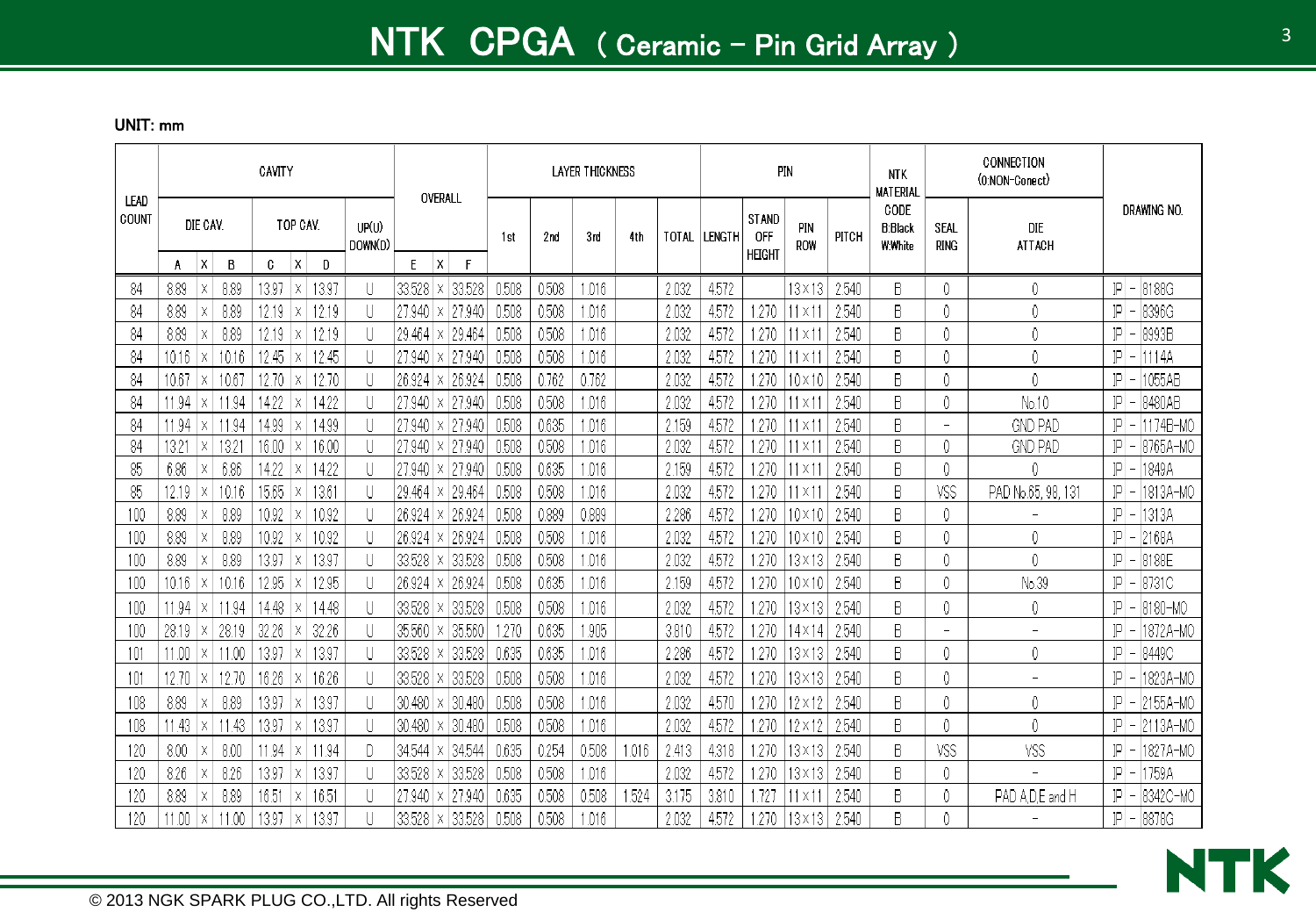# NTK CPGA ( Ceramic – Pin Grid Array )

UNIT: mm

| LEAD COUNT | CAVITY | | | | | | | | OVERALL | | | LAYER THICKNESS | | | | | PIN | | | | NTK MATERIAL CODE B:Black W:White | CONNECTION (0:NON-Conect) | | DRAWING NO. |
|---|---|---|---|---|---|---|---|---|---|---|---|---|---|---|---|---|---|---|---|---|---|---|---|---|
| | DIE CAV. | | | TOP CAV. | | | UP(U) DOWN(D) | | | | | 1st | 2nd | 3rd | 4th | TOTAL | LENGTH | STAND OFF HEIGHT | PIN ROW | PITCH | | SEAL RING | DIE ATTACH | |
| | A | X | B | C | X | D | | E | X | F | | | | | | | | | | | | | | |
| 84 | 8.89 | × | 8.89 | 13.97 | × | 13.97 | U | 33.528 | × | 33.528 | | 0.508 | 0.508 | 1.016 | | 2.032 | 4.572 | | 13×13 | 2.540 | B | 0 | 0 | JP – 8188G |
| 84 | 8.89 | × | 8.89 | 12.19 | × | 12.19 | U | 27.940 | × | 27.940 | | 0.508 | 0.508 | 1.016 | | 2.032 | 4.572 | 1.270 | 11×11 | 2.540 | B | 0 | 0 | JP – 8396G |
| 84 | 8.89 | × | 8.89 | 12.19 | × | 12.19 | U | 29.464 | × | 29.464 | | 0.508 | 0.508 | 1.016 | | 2.032 | 4.572 | 1.270 | 11×11 | 2.540 | B | 0 | 0 | JP – 8993B |
| 84 | 10.16 | × | 10.16 | 12.45 | × | 12.45 | U | 27.940 | × | 27.940 | | 0.508 | 0.508 | 1.016 | | 2.032 | 4.572 | 1.270 | 11×11 | 2.540 | B | 0 | 0 | JP – 1114A |
| 84 | 10.67 | × | 10.67 | 12.70 | × | 12.70 | U | 26.924 | × | 26.924 | | 0.508 | 0.762 | 0.762 | | 2.032 | 4.572 | 1.270 | 10×10 | 2.540 | B | 0 | 0 | JP – 1055AB |
| 84 | 11.94 | × | 11.94 | 14.22 | × | 14.22 | U | 27.940 | × | 27.940 | | 0.508 | 0.508 | 1.016 | | 2.032 | 4.572 | 1.270 | 11×11 | 2.540 | B | 0 | No.10 | JP – 8480AB |
| 84 | 11.94 | × | 11.94 | 14.99 | × | 14.99 | U | 27.940 | × | 27.940 | | 0.508 | 0.635 | 1.016 | | 2.159 | 4.572 | 1.270 | 11×11 | 2.540 | B | – | GND PAD | JP – 1174B–MO |
| 84 | 13.21 | × | 13.21 | 16.00 | × | 16.00 | U | 27.940 | × | 27.940 | | 0.508 | 0.508 | 1.016 | | 2.032 | 4.572 | 1.270 | 11×11 | 2.540 | B | 0 | GND PAD | JP – 8765A–MO |
| 85 | 6.86 | × | 6.86 | 14.22 | × | 14.22 | U | 27.940 | × | 27.940 | | 0.508 | 0.635 | 1.016 | | 2.159 | 4.572 | 1.270 | 11×11 | 2.540 | B | 0 | 0 | JP – 1849A |
| 85 | 12.19 | × | 10.16 | 15.65 | × | 13.61 | U | 29.464 | × | 29.464 | | 0.508 | 0.508 | 1.016 | | 2.032 | 4.572 | 1.270 | 11×11 | 2.540 | B | VSS | PAD No.65, 98, 131 | JP – 1813A–MO |
| 100 | 8.89 | × | 8.89 | 10.92 | × | 10.92 | U | 26.924 | × | 26.924 | | 0.508 | 0.889 | 0.889 | | 2.286 | 4.572 | 1.270 | 10×10 | 2.540 | B | 0 | – | JP – 1313A |
| 100 | 8.89 | × | 8.89 | 10.92 | × | 10.92 | U | 26.924 | × | 26.924 | | 0.508 | 0.508 | 1.016 | | 2.032 | 4.572 | 1.270 | 10×10 | 2.540 | B | 0 | 0 | JP – 2168A |
| 100 | 8.89 | × | 8.89 | 13.97 | × | 13.97 | U | 33.528 | × | 33.528 | | 0.508 | 0.508 | 1.016 | | 2.032 | 4.572 | 1.270 | 13×13 | 2.540 | B | 0 | 0 | JP – 8188E |
| 100 | 10.16 | × | 10.16 | 12.95 | × | 12.95 | U | 26.924 | × | 26.924 | | 0.508 | 0.635 | 1.016 | | 2.159 | 4.572 | 1.270 | 10×10 | 2.540 | B | 0 | No.39 | JP – 8731C |
| 100 | 11.94 | × | 11.94 | 14.48 | × | 14.48 | U | 33.528 | × | 33.528 | | 0.508 | 0.508 | 1.016 | | 2.032 | 4.572 | 1.270 | 13×13 | 2.540 | B | 0 | 0 | JP – 8180–MO |
| 100 | 28.19 | × | 28.19 | 32.26 | × | 32.26 | U | 35.560 | × | 35.560 | | 1.270 | 0.635 | 1.905 | | 3.810 | 4.572 | 1.270 | 14×14 | 2.540 | B | – | – | JP – 1872A–MO |
| 101 | 11.00 | × | 11.00 | 13.97 | × | 13.97 | U | 33.528 | × | 33.528 | | 0.635 | 0.635 | 1.016 | | 2.286 | 4.572 | 1.270 | 13×13 | 2.540 | B | 0 | 0 | JP – 8449C |
| 101 | 12.70 | × | 12.70 | 16.26 | × | 16.26 | U | 33.528 | × | 33.528 | | 0.508 | 0.508 | 1.016 | | 2.032 | 4.572 | 1.270 | 13×13 | 2.540 | B | 0 | – | JP – 1823A–MO |
| 108 | 8.89 | × | 8.89 | 13.97 | × | 13.97 | U | 30.480 | × | 30.480 | | 0.508 | 0.508 | 1.016 | | 2.032 | 4.570 | 1.270 | 12×12 | 2.540 | B | 0 | 0 | JP – 2155A–MO |
| 108 | 11.43 | × | 11.43 | 13.97 | × | 13.97 | U | 30.480 | × | 30.480 | | 0.508 | 0.508 | 1.016 | | 2.032 | 4.572 | 1.270 | 12×12 | 2.540 | B | 0 | 0 | JP – 2113A–MO |
| 120 | 8.00 | × | 8.00 | 11.94 | × | 11.94 | D | 34.544 | × | 34.544 | | 0.635 | 0.254 | 0.508 | 1.016 | 2.413 | 4.318 | 1.270 | 13×13 | 2.540 | B | VSS | VSS | JP – 1827A–MO |
| 120 | 8.26 | × | 8.26 | 13.97 | × | 13.97 | U | 33.528 | × | 33.528 | | 0.508 | 0.508 | 1.016 | | 2.032 | 4.572 | 1.270 | 13×13 | 2.540 | B | 0 | – | JP – 1759A |
| 120 | 8.89 | × | 8.89 | 16.51 | × | 16.51 | U | 27.940 | × | 27.940 | | 0.635 | 0.508 | 0.508 | 1.524 | 3.175 | 3.810 | 1.727 | 11×11 | 2.540 | B | 0 | PAD A,D,E and H | JP – 8342C–MO |
| 120 | 11.00 | × | 11.00 | 13.97 | × | 13.97 | U | 33.528 | × | 33.528 | | 0.508 | 0.508 | 1.016 | | 2.032 | 4.572 | 1.270 | 13×13 | 2.540 | B | 0 | – | JP – 8878G |

© 2013 NGK SPARK PLUG CO.,LTD. All rights Reserved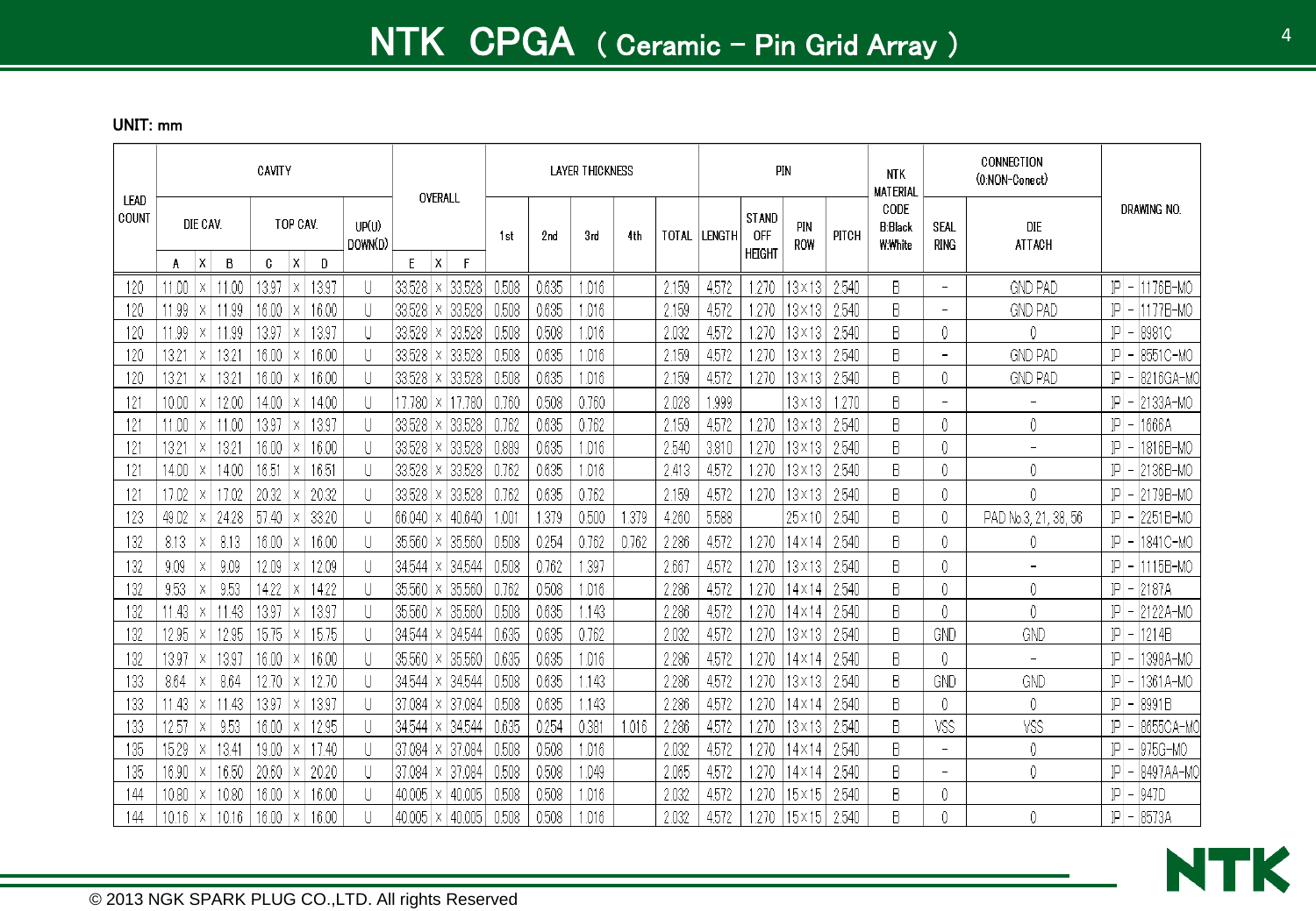# NTK CPGA ( Ceramic – Pin Grid Array )

**UNIT: mm**

| LEAD COUNT | CAVITY | | | | | | | | OVERALL | | | LAYER THICKNESS | | | | | PIN | | | | NTK MATERIAL CODE B:Black W:White | CONNECTION (0:NON-Conect) | | DRAWING NO. |
|---|---|---|---|---|---|---|---|---|---|---|---|---|---|---|---|---|---|---|---|---|---|---|---|---|
| | DIE CAV. | | | TOP CAV. | | | UP(U) DOWN(D) | | | | | 1st | 2nd | 3rd | 4th | TOTAL | LENGTH | STAND OFF HEIGHT | PIN ROW | PITCH | | SEAL RING | DIE ATTACH | |
| | A | X | B | C | X | D | | | E | X | F | | | | | | | | | | | | | |
| 120 | 11.00 | × | 11.00 | 13.97 | × | 13.97 | U | | 33.528 | × | 33.528 | 0.508 | 0.635 | 1.016 | | 2.159 | 4.572 | 1.270 | 13×13 | 2.540 | B | – | GND PAD | JP – 1176B-MO |
| 120 | 11.99 | × | 11.99 | 16.00 | × | 16.00 | U | | 33.528 | × | 33.528 | 0.508 | 0.635 | 1.016 | | 2.159 | 4.572 | 1.270 | 13×13 | 2.540 | B | – | GND PAD | JP – 1177B-MO |
| 120 | 11.99 | × | 11.99 | 13.97 | × | 13.97 | U | | 33.528 | × | 33.528 | 0.508 | 0.508 | 1.016 | | 2.032 | 4.572 | 1.270 | 13×13 | 2.540 | B | 0 | 0 | JP – 8981C |
| 120 | 13.21 | × | 13.21 | 16.00 | × | 16.00 | U | | 33.528 | × | 33.528 | 0.508 | 0.635 | 1.016 | | 2.159 | 4.572 | 1.270 | 13×13 | 2.540 | B | – | GND PAD | JP – 8551C-MO |
| 120 | 13.21 | × | 13.21 | 16.00 | × | 16.00 | U | | 33.528 | × | 33.528 | 0.508 | 0.635 | 1.016 | | 2.159 | 4.572 | 1.270 | 13×13 | 2.540 | B | 0 | GND PAD | JP – 8216GA-MO |
| 121 | 10.00 | × | 12.00 | 14.00 | × | 14.00 | U | | 17.780 | × | 17.780 | 0.760 | 0.508 | 0.760 | | 2.028 | 1.999 | | 13×13 | 1.270 | B | – | – | JP – 2133A-MO |
| 121 | 11.00 | × | 11.00 | 13.97 | × | 13.97 | U | | 33.528 | × | 33.528 | 0.762 | 0.635 | 0.762 | | 2.159 | 4.572 | 1.270 | 13×13 | 2.540 | B | 0 | 0 | JP – 1666A |
| 121 | 13.21 | × | 13.21 | 16.00 | × | 16.00 | U | | 33.528 | × | 33.528 | 0.889 | 0.635 | 1.016 | | 2.540 | 3.810 | 1.270 | 13×13 | 2.540 | B | 0 | – | JP – 1816B-MO |
| 121 | 14.00 | × | 14.00 | 16.51 | × | 16.51 | U | | 33.528 | × | 33.528 | 0.762 | 0.635 | 1.016 | | 2.413 | 4.572 | 1.270 | 13×13 | 2.540 | B | 0 | 0 | JP – 2136B-MO |
| 121 | 17.02 | × | 17.02 | 20.32 | × | 20.32 | U | | 33.528 | × | 33.528 | 0.762 | 0.635 | 0.762 | | 2.159 | 4.572 | 1.270 | 13×13 | 2.540 | B | 0 | 0 | JP – 2179B-MO |
| 123 | 49.02 | × | 24.28 | 57.40 | × | 33.20 | U | | 66.040 | × | 40.640 | 1.001 | 1.379 | 0.500 | 1.379 | 4.260 | 5.588 | | 25×10 | 2.540 | B | 0 | PAD No.3, 21, 38, 56 | JP – 2251B-MO |
| 132 | 8.13 | × | 8.13 | 16.00 | × | 16.00 | U | | 35.560 | × | 35.560 | 0.508 | 0.254 | 0.762 | 0.762 | 2.286 | 4.572 | 1.270 | 14×14 | 2.540 | B | 0 | 0 | JP – 1841C-MO |
| 132 | 9.09 | × | 9.09 | 12.09 | × | 12.09 | U | | 34.544 | × | 34.544 | 0.508 | 0.762 | 1.397 | | 2.667 | 4.572 | 1.270 | 13×13 | 2.540 | B | 0 | – | JP – 1115B-MO |
| 132 | 9.53 | × | 9.53 | 14.22 | × | 14.22 | U | | 35.560 | × | 35.560 | 0.762 | 0.508 | 1.016 | | 2.286 | 4.572 | 1.270 | 14×14 | 2.540 | B | 0 | 0 | JP – 2187A |
| 132 | 11.43 | × | 11.43 | 13.97 | × | 13.97 | U | | 35.560 | × | 35.560 | 0.508 | 0.635 | 1.143 | | 2.286 | 4.572 | 1.270 | 14×14 | 2.540 | B | 0 | 0 | JP – 2122A-MO |
| 132 | 12.95 | × | 12.95 | 15.75 | × | 15.75 | U | | 34.544 | × | 34.544 | 0.635 | 0.635 | 0.762 | | 2.032 | 4.572 | 1.270 | 13×13 | 2.540 | B | GND | GND | JP – 1214B |
| 132 | 13.97 | × | 13.97 | 16.00 | × | 16.00 | U | | 35.560 | × | 35.560 | 0.635 | 0.635 | 1.016 | | 2.286 | 4.572 | 1.270 | 14×14 | 2.540 | B | 0 | – | JP – 1398A-MO |
| 133 | 8.64 | × | 8.64 | 12.70 | × | 12.70 | U | | 34.544 | × | 34.544 | 0.508 | 0.635 | 1.143 | | 2.286 | 4.572 | 1.270 | 13×13 | 2.540 | B | GND | GND | JP – 1361A-MO |
| 133 | 11.43 | × | 11.43 | 13.97 | × | 13.97 | U | | 37.084 | × | 37.084 | 0.508 | 0.635 | 1.143 | | 2.286 | 4.572 | 1.270 | 14×14 | 2.540 | B | 0 | 0 | JP – 8991B |
| 133 | 12.57 | × | 9.53 | 16.00 | × | 12.95 | U | | 34.544 | × | 34.544 | 0.635 | 0.254 | 0.381 | 1.016 | 2.286 | 4.572 | 1.270 | 13×13 | 2.540 | B | VSS | VSS | JP – 8655CA-MO |
| 135 | 15.29 | × | 13.41 | 19.00 | × | 17.40 | U | | 37.084 | × | 37.084 | 0.508 | 0.508 | 1.016 | | 2.032 | 4.572 | 1.270 | 14×14 | 2.540 | B | – | 0 | JP – 975G-MO |
| 135 | 16.90 | × | 16.50 | 20.60 | × | 20.20 | U | | 37.084 | × | 37.084 | 0.508 | 0.508 | 1.049 | | 2.065 | 4.572 | 1.270 | 14×14 | 2.540 | B | – | 0 | JP – 8497AA-MO |
| 144 | 10.80 | × | 10.80 | 16.00 | × | 16.00 | U | | 40.005 | × | 40.005 | 0.508 | 0.508 | 1.016 | | 2.032 | 4.572 | 1.270 | 15×15 | 2.540 | B | 0 | | JP – 947D |
| 144 | 10.16 | × | 10.16 | 16.00 | × | 16.00 | U | | 40.005 | × | 40.005 | 0.508 | 0.508 | 1.016 | | 2.032 | 4.572 | 1.270 | 15×15 | 2.540 | B | 0 | 0 | JP – 8573A |

© 2013 NGK SPARK PLUG CO.,LTD. All rights Reserved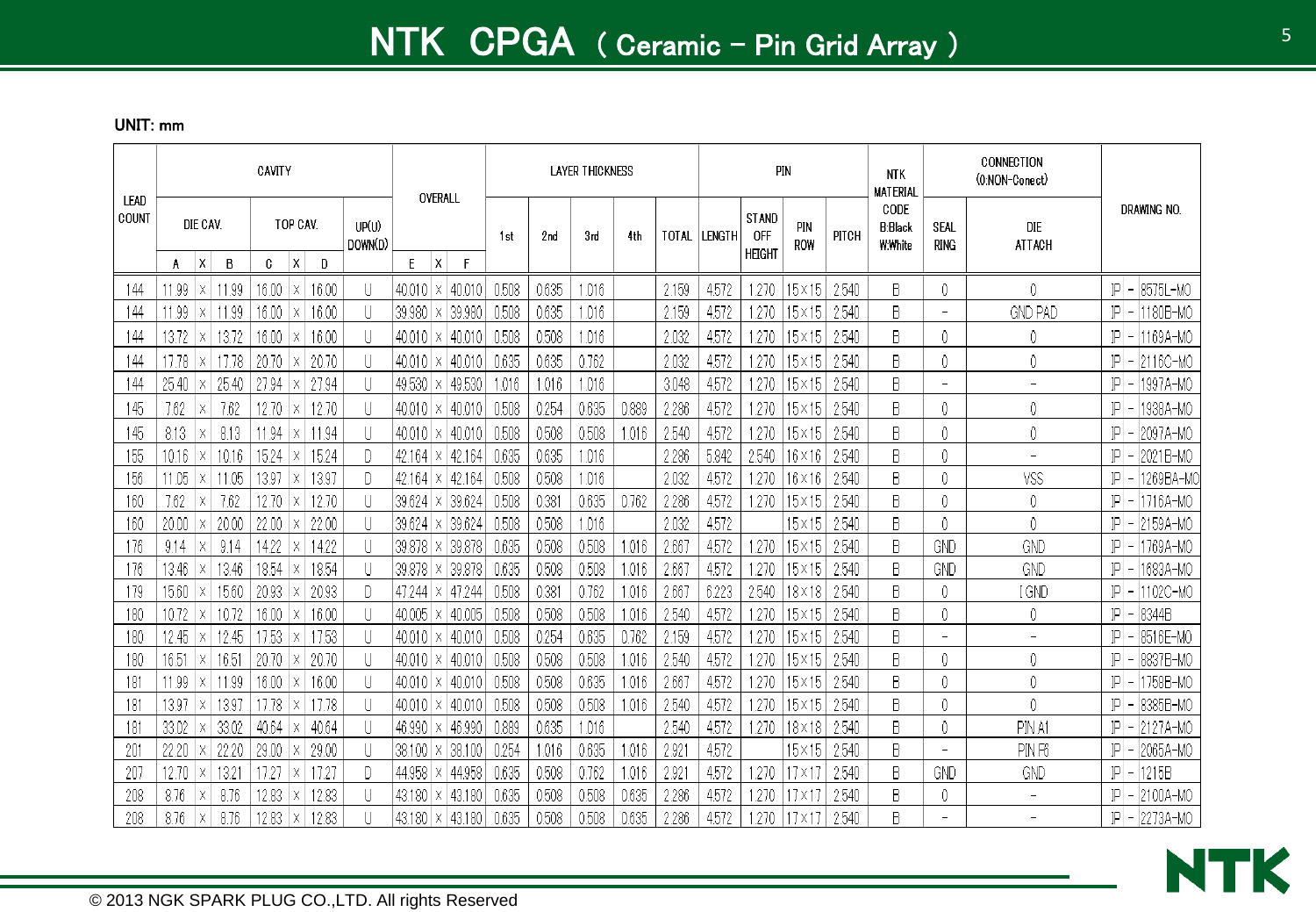# NTK CPGA ( Ceramic - Pin Grid Array )

UNIT: mm

| LEAD COUNT | CAVITY | | | | | | | OVERALL | | | LAYER THICKNESS | | | | | PIN | | | | NTK MATERIAL CODE B:Black W:White | CONNECTION (0:NON-Conect) | | DRAWING NO. |
|---|---|---|---|---|---|---|---|---|---|---|---|---|---|---|---|---|---|---|---|---|---|---|---|
| | DIE CAV. | | | TOP CAV. | | | UP(U) DOWN(D) | | | | 1st | 2nd | 3rd | 4th | TOTAL | LENGTH | STAND OFF HEIGHT | PIN ROW | PITCH | | SEAL RING | DIE ATTACH | |
| | A | X | B | C | X | D | | E | X | F | | | | | | | | | | | | | |
| 144 | 11.99 | × | 11.99 | 16.00 | × | 16.00 | U | 40.010 | × | 40.010 | 0.508 | 0.635 | 1.016 | | 2.159 | 4.572 | 1.270 | 15×15 | 2.540 | B | 0 | 0 | JP - 8575L-MO |
| 144 | 11.99 | × | 11.99 | 16.00 | × | 16.00 | U | 39.980 | × | 39.980 | 0.508 | 0.635 | 1.016 | | 2.159 | 4.572 | 1.270 | 15×15 | 2.540 | B | - | GND PAD | JP - 1180B-MO |
| 144 | 13.72 | × | 13.72 | 16.00 | × | 16.00 | U | 40.010 | × | 40.010 | 0.508 | 0.508 | 1.016 | | 2.032 | 4.572 | 1.270 | 15×15 | 2.540 | B | 0 | 0 | JP - 1169A-MO |
| 144 | 17.78 | × | 17.78 | 20.70 | × | 20.70 | U | 40.010 | × | 40.010 | 0.635 | 0.635 | 0.762 | | 2.032 | 4.572 | 1.270 | 15×15 | 2.540 | B | 0 | 0 | JP - 2116C-MO |
| 144 | 25.40 | × | 25.40 | 27.94 | × | 27.94 | U | 49.530 | × | 49.530 | 1.016 | 1.016 | 1.016 | | 3.048 | 4.572 | 1.270 | 15×15 | 2.540 | B | - | - | JP - 1997A-MO |
| 145 | 7.62 | × | 7.62 | 12.70 | × | 12.70 | U | 40.010 | × | 40.010 | 0.508 | 0.254 | 0.635 | 0.889 | 2.286 | 4.572 | 1.270 | 15×15 | 2.540 | B | 0 | 0 | JP - 1938A-MO |
| 145 | 8.13 | × | 8.13 | 11.94 | × | 11.94 | U | 40.010 | × | 40.010 | 0.508 | 0.508 | 0.508 | 1.016 | 2.540 | 4.572 | 1.270 | 15×15 | 2.540 | B | 0 | 0 | JP - 2097A-MO |
| 155 | 10.16 | × | 10.16 | 15.24 | × | 15.24 | D | 42.164 | × | 42.164 | 0.635 | 0.635 | 1.016 | | 2.286 | 5.842 | 2.540 | 16×16 | 2.540 | B | 0 | - | JP - 2021B-MO |
| 156 | 11.05 | × | 11.05 | 13.97 | × | 13.97 | D | 42.164 | × | 42.164 | 0.508 | 0.508 | 1.016 | | 2.032 | 4.572 | 1.270 | 16×16 | 2.540 | B | 0 | VSS | JP - 1269BA-MO |
| 160 | 7.62 | × | 7.62 | 12.70 | × | 12.70 | U | 39.624 | × | 39.624 | 0.508 | 0.381 | 0.635 | 0.762 | 2.286 | 4.572 | 1.270 | 15×15 | 2.540 | B | 0 | 0 | JP - 1716A-MO |
| 160 | 20.00 | × | 20.00 | 22.00 | × | 22.00 | U | 39.624 | × | 39.624 | 0.508 | 0.508 | 1.016 | | 2.032 | 4.572 | | 15×15 | 2.540 | B | 0 | 0 | JP - 2159A-MO |
| 176 | 9.14 | × | 9.14 | 14.22 | × | 14.22 | U | 39.878 | × | 39.878 | 0.635 | 0.508 | 0.508 | 1.016 | 2.667 | 4.572 | 1.270 | 15×15 | 2.540 | B | GND | GND | JP - 1769A-MO |
| 176 | 13.46 | × | 13.46 | 18.54 | × | 18.54 | U | 39.878 | × | 39.878 | 0.635 | 0.508 | 0.508 | 1.016 | 2.667 | 4.572 | 1.270 | 15×15 | 2.540 | B | GND | GND | JP - 1683A-MO |
| 179 | 15.60 | × | 15.60 | 20.93 | × | 20.93 | D | 47.244 | × | 47.244 | 0.508 | 0.381 | 0.762 | 1.016 | 2.667 | 6.223 | 2.540 | 18×18 | 2.540 | B | 0 | [ GND | JP - 1102C-MO |
| 180 | 10.72 | × | 10.72 | 16.00 | × | 16.00 | U | 40.005 | × | 40.005 | 0.508 | 0.508 | 0.508 | 1.016 | 2.540 | 4.572 | 1.270 | 15×15 | 2.540 | B | 0 | 0 | JP - 8344B |
| 180 | 12.45 | × | 12.45 | 17.53 | × | 17.53 | U | 40.010 | × | 40.010 | 0.508 | 0.254 | 0.635 | 0.762 | 2.159 | 4.572 | 1.270 | 15×15 | 2.540 | B | - | - | JP - 8516E-MO |
| 180 | 16.51 | × | 16.51 | 20.70 | × | 20.70 | U | 40.010 | × | 40.010 | 0.508 | 0.508 | 0.508 | 1.016 | 2.540 | 4.572 | 1.270 | 15×15 | 2.540 | B | 0 | 0 | JP - 8837B-MO |
| 181 | 11.99 | × | 11.99 | 16.00 | × | 16.00 | U | 40.010 | × | 40.010 | 0.508 | 0.508 | 0.635 | 1.016 | 2.667 | 4.572 | 1.270 | 15×15 | 2.540 | B | 0 | 0 | JP - 1758B-MO |
| 181 | 13.97 | × | 13.97 | 17.78 | × | 17.78 | U | 40.010 | × | 40.010 | 0.508 | 0.508 | 0.508 | 1.016 | 2.540 | 4.572 | 1.270 | 15×15 | 2.540 | B | 0 | 0 | JP - 8385B-MO |
| 181 | 33.02 | × | 33.02 | 40.64 | × | 40.64 | U | 46.990 | × | 46.990 | 0.889 | 0.635 | 1.016 | | 2.540 | 4.572 | 1.270 | 18×18 | 2.540 | B | 0 | PIN A1 | JP - 2127A-MO |
| 201 | 22.20 | × | 22.20 | 29.00 | × | 29.00 | U | 38.100 | × | 38.100 | 0.254 | 1.016 | 0.635 | 1.016 | 2.921 | 4.572 | | 15×15 | 2.540 | B | - | PIN F6 | JP - 2065A-MO |
| 207 | 12.70 | × | 13.21 | 17.27 | × | 17.27 | D | 44.958 | × | 44.958 | 0.635 | 0.508 | 0.762 | 1.016 | 2.921 | 4.572 | 1.270 | 17×17 | 2.540 | B | GND | GND | JP - 1215B |
| 208 | 8.76 | × | 8.76 | 12.83 | × | 12.83 | U | 43.180 | × | 43.180 | 0.635 | 0.508 | 0.508 | 0.635 | 2.286 | 4.572 | 1.270 | 17×17 | 2.540 | B | 0 | - | JP - 2100A-MO |
| 208 | 8.76 | × | 8.76 | 12.83 | × | 12.83 | U | 43.180 | × | 43.180 | 0.635 | 0.508 | 0.508 | 0.635 | 2.286 | 4.572 | 1.270 | 17×17 | 2.540 | B | - | - | JP - 2273A-MO |

© 2013 NGK SPARK PLUG CO.,LTD. All rights Reserved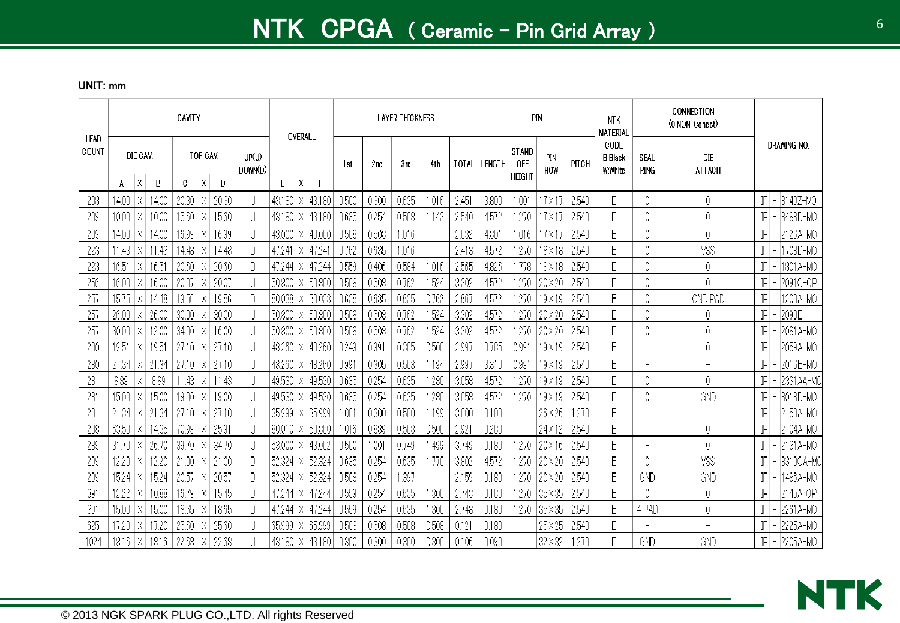# NTK CPGA ( Ceramic - Pin Grid Array )

UNIT: mm

| LEAD COUNT | CAVITY | | | | | | | OVERALL | | | LAYER THICKNESS | | | | | PIN | | | | NTK MATERIAL CODE B:Black W:White | CONNECTION (0:NON-Conect) | | DRAWING NO. |
|---|---|---|---|---|---|---|---|---|---|---|---|---|---|---|---|---|---|---|---|---|---|---|---|
| | DIE CAV. | | | TOP CAV. | | | UP(U) DOWN(D) | | | | 1st | 2nd | 3rd | 4th | TOTAL | LENGTH | STAND OFF HEIGHT | PIN ROW | PITCH | | SEAL RING | DIE ATTACH | |
| | A | X | B | C | X | D | | E | X | F | | | | | | | | | | | | | |
| 208 | 14.00 | X | 14.00 | 20.30 | X | 20.30 | U | 43.180 | X | 43.180 | 0.500 | 0.300 | 0.635 | 1.016 | 2.451 | 3.800 | 1.001 | 17×17 | 2.540 | B | 0 | 0 | JP - 8149Z-MO |
| 209 | 10.00 | X | 10.00 | 15.60 | X | 15.60 | U | 43.180 | X | 43.180 | 0.635 | 0.254 | 0.508 | 1.143 | 2.540 | 4.572 | 1.270 | 17×17 | 2.540 | B | 0 | 0 | JP - 8488D-MO |
| 209 | 14.00 | X | 14.00 | 16.99 | X | 16.99 | U | 43.000 | X | 43.000 | 0.508 | 0.508 | 1.016 | | 2.032 | 4.801 | 1.016 | 17×17 | 2.540 | B | 0 | 0 | JP - 2126A-MO |
| 223 | 11.43 | X | 11.43 | 14.48 | X | 14.48 | D | 47.241 | X | 47.241 | 0.762 | 0.635 | 1.016 | | 2.413 | 4.572 | 1.270 | 18×18 | 2.540 | B | 0 | VSS | JP - 1708D-MO |
| 223 | 16.51 | X | 16.51 | 20.60 | X | 20.60 | D | 47.244 | X | 47.244 | 0.559 | 0.406 | 0.584 | 1.016 | 2.565 | 4.826 | 1.778 | 18×18 | 2.540 | B | 0 | 0 | JP - 1801A-MO |
| 256 | 16.00 | X | 16.00 | 20.07 | X | 20.07 | U | 50.800 | X | 50.800 | 0.508 | 0.508 | 0.762 | 1.524 | 3.302 | 4.572 | 1.270 | 20×20 | 2.540 | B | 0 | 0 | JP - 2091C-OP |
| 257 | 15.75 | X | 14.48 | 19.56 | X | 19.56 | D | 50.038 | X | 50.038 | 0.635 | 0.635 | 0.635 | 0.762 | 2.667 | 4.572 | 1.270 | 19×19 | 2.540 | B | 0 | GND PAD | JP - 1208A-MO |
| 257 | 26.00 | X | 26.00 | 30.00 | X | 30.00 | U | 50.800 | X | 50.800 | 0.508 | 0.508 | 0.762 | 1.524 | 3.302 | 4.572 | 1.270 | 20×20 | 2.540 | B | 0 | 0 | JP - 2090B |
| 257 | 30.00 | X | 12.00 | 34.00 | X | 16.00 | U | 50.800 | X | 50.800 | 0.508 | 0.508 | 0.762 | 1.524 | 3.302 | 4.572 | 1.270 | 20×20 | 2.540 | B | 0 | 0 | JP - 2081A-MO |
| 280 | 19.51 | X | 19.51 | 27.10 | X | 27.10 | U | 48.260 | X | 48.260 | 0.249 | 0.991 | 0.305 | 0.508 | 2.997 | 3.785 | 0.991 | 19×19 | 2.540 | B | - | 0 | JP - 2059A-MO |
| 280 | 21.34 | X | 21.34 | 27.10 | X | 27.10 | U | 48.260 | X | 48.260 | 0.991 | 0.305 | 0.508 | 1.194 | 2.997 | 3.810 | 0.991 | 19×19 | 2.540 | B | - | - | JP - 2016B-MO |
| 281 | 8.89 | X | 8.89 | 11.43 | X | 11.43 | U | 49.530 | X | 49.530 | 0.635 | 0.254 | 0.635 | 1.280 | 3.058 | 4.572 | 1.270 | 19×19 | 2.540 | B | 0 | 0 | JP - 2331AA-MO |
| 281 | 15.00 | X | 15.00 | 19.00 | X | 19.00 | U | 49.530 | X | 49.530 | 0.635 | 0.254 | 0.635 | 1.280 | 3.058 | 4.572 | 1.270 | 19×19 | 2.540 | B | 0 | GND | JP - 8018D-MO |
| 281 | 21.34 | X | 21.34 | 27.10 | X | 27.10 | U | 35.999 | X | 35.999 | 1.001 | 0.300 | 0.500 | 1.199 | 3.000 | 0.100 | | 26×26 | 1.270 | B | - | - | JP - 2153A-MO |
| 288 | 63.50 | X | 14.35 | 70.99 | X | 25.91 | U | 80.010 | X | 50.800 | 1.016 | 0.889 | 0.508 | 0.508 | 2.921 | 0.280 | | 24×12 | 2.540 | B | - | 0 | JP - 2104A-MO |
| 289 | 31.70 | X | 26.70 | 39.70 | X | 34.70 | U | 53.000 | X | 43.002 | 0.500 | 1.001 | 0.749 | 1.499 | 3.749 | 0.180 | 1.270 | 20×16 | 2.540 | B | - | 0 | JP - 2131A-MO |
| 299 | 12.20 | X | 12.20 | 21.00 | X | 21.00 | D | 52.324 | X | 52.324 | 0.635 | 0.254 | 0.635 | 1.770 | 3.802 | 4.572 | 1.270 | 20×20 | 2.540 | B | 0 | VSS | JP - 8310CA-MO |
| 299 | 15.24 | X | 15.24 | 20.57 | X | 20.57 | D | 52.324 | X | 52.324 | 0.508 | 0.254 | 1.397 | | 2.159 | 0.180 | 1.270 | 20×20 | 2.540 | B | GND | GND | JP - 1486A-MO |
| 391 | 12.22 | X | 10.88 | 16.79 | X | 15.45 | D | 47.244 | X | 47.244 | 0.559 | 0.254 | 0.635 | 1.300 | 2.748 | 0.180 | 1.270 | 35×35 | 2.540 | B | 0 | 0 | JP - 2145A-OP |
| 391 | 15.00 | X | 15.00 | 18.65 | X | 18.65 | D | 47.244 | X | 47.244 | 0.559 | 0.254 | 0.635 | 1.300 | 2.748 | 0.180 | 1.270 | 35×35 | 2.540 | B | 4 PAD | 0 | JP - 2261A-MO |
| 625 | 17.20 | X | 17.20 | 25.60 | X | 25.60 | U | 65.999 | X | 65.999 | 0.508 | 0.508 | 0.508 | 0.508 | 0.121 | 0.180 | | 25×25 | 2.540 | B | - | - | JP - 2225A-MO |
| 1024 | 18.16 | X | 18.16 | 22.68 | X | 22.68 | U | 43.180 | X | 43.180 | 0.300 | 0.300 | 0.300 | 0.300 | 0.106 | 0.090 | | 32×32 | 1.270 | B | GND | GND | JP - 2205A-MO |

© 2013 NGK SPARK PLUG CO.,LTD. All rights Reserved